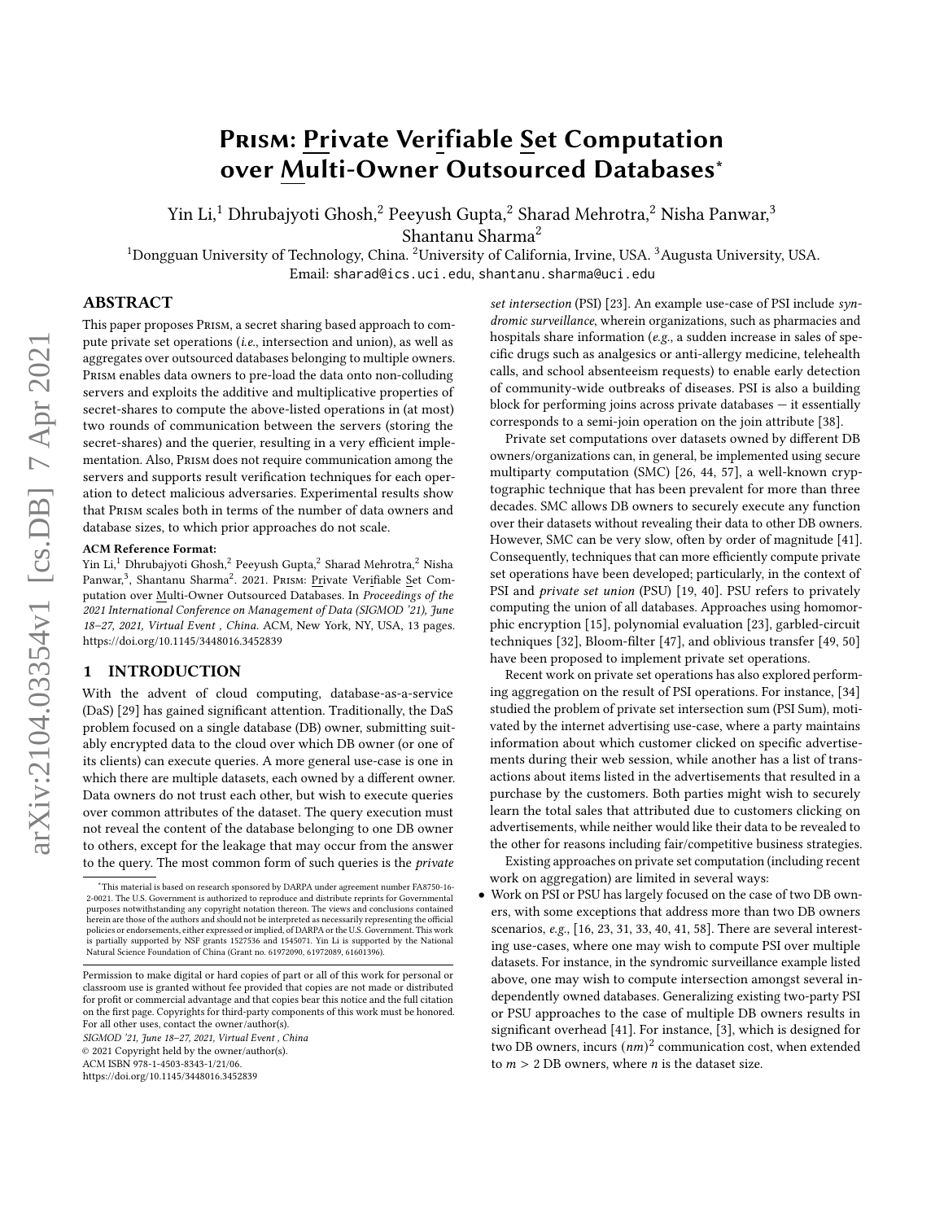# Prism: Private Verifiable Set Computation over Multi-Owner Outsourced Databases*

Yin Li,[1] Dhrubajyoti Ghosh,[2] Peeyush Gupta,[2] Sharad Mehrotra,[2] Nisha Panwar,[3] Shantanu Sharma[2]

[1]Dongguan University of Technology, China. [2]University of California, Irvine, USA. [3]Augusta University, USA.
Email: sharad@ics.uci.edu, shantanu.sharma@uci.edu

## ABSTRACT

This paper proposes Prism, a secret sharing based approach to compute private set operations (*i.e.*, intersection and union), as well as aggregates over outsourced databases belonging to multiple owners. Prism enables data owners to pre-load the data onto non-colluding servers and exploits the additive and multiplicative properties of secret-shares to compute the above-listed operations in (at most) two rounds of communication between the servers (storing the secret-shares) and the querier, resulting in a very efficient implementation. Also, Prism does not require communication among the servers and supports result verification techniques for each operation to detect malicious adversaries. Experimental results show that Prism scales both in terms of the number of data owners and database sizes, to which prior approaches do not scale.

**ACM Reference Format:**
Yin Li,[1] Dhrubajyoti Ghosh,[2] Peeyush Gupta,[2] Sharad Mehrotra,[2] Nisha Panwar,[3], Shantanu Sharma[2]. 2021. Prism: Private Verifiable Set Computation over Multi-Owner Outsourced Databases. In *Proceedings of the 2021 International Conference on Management of Data (SIGMOD '21), June 18–27, 2021, Virtual Event , China.* ACM, New York, NY, USA, 13 pages. https://doi.org/10.1145/3448016.3452839

## 1 INTRODUCTION

With the advent of cloud computing, database-as-a-service (DaS) [29] has gained significant attention. Traditionally, the DaS problem focused on a single database (DB) owner, submitting suitably encrypted data to the cloud over which DB owner (or one of its clients) can execute queries. A more general use-case is one in which there are multiple datasets, each owned by a different owner. Data owners do not trust each other, but wish to execute queries over common attributes of the dataset. The query execution must not reveal the content of the database belonging to one DB owner to others, except for the leakage that may occur from the answer to the query. The most common form of such queries is the *private set intersection* (PSI) [23]. An example use-case of PSI include *syndromic surveillance*, wherein organizations, such as pharmacies and hospitals share information (*e.g.*, a sudden increase in sales of specific drugs such as analgesics or anti-allergy medicine, telehealth calls, and school absenteeism requests) to enable early detection of community-wide outbreaks of diseases. PSI is also a building block for performing joins across private databases — it essentially corresponds to a semi-join operation on the join attribute [38].

Private set computations over datasets owned by different DB owners/organizations can, in general, be implemented using secure multiparty computation (SMC) [26, 44, 57], a well-known cryptographic technique that has been prevalent for more than three decades. SMC allows DB owners to securely execute any function over their datasets without revealing their data to other DB owners. However, SMC can be very slow, often by order of magnitude [41]. Consequently, techniques that can more efficiently compute private set operations have been developed; particularly, in the context of PSI and *private set union* (PSU) [19, 40]. PSU refers to privately computing the union of all databases. Approaches using homomorphic encryption [15], polynomial evaluation [23], garbled-circuit techniques [32], Bloom-filter [47], and oblivious transfer [49, 50] have been proposed to implement private set operations.

Recent work on private set operations has also explored performing aggregation on the result of PSI operations. For instance, [34] studied the problem of private set intersection sum (PSI Sum), motivated by the internet advertising use-case, where a party maintains information about which customer clicked on specific advertisements during their web session, while another has a list of transactions about items listed in the advertisements that resulted in a purchase by the customers. Both parties might wish to securely learn the total sales that attributed due to customers clicking on advertisements, while neither would like their data to be revealed to the other for reasons including fair/competitive business strategies.

Existing approaches on private set computation (including recent work on aggregation) are limited in several ways:

- Work on PSI or PSU has largely focused on the case of two DB owners, with some exceptions that address more than two DB owners scenarios, *e.g.*, [16, 23, 31, 33, 40, 41, 58]. There are several interesting use-cases, where one may wish to compute PSI over multiple datasets. For instance, in the syndromic surveillance example listed above, one may wish to compute intersection amongst several independently owned databases. Generalizing existing two-party PSI or PSU approaches to the case of multiple DB owners results in significant overhead [41]. For instance, [3], which is designed for two DB owners, incurs $(nm)^2$ communication cost, when extended to $m > 2$ DB owners, where $n$ is the dataset size.

---

*This material is based on research sponsored by DARPA under agreement number FA8750-16-2-0021. The U.S. Government is authorized to reproduce and distribute reprints for Governmental purposes notwithstanding any copyright notation thereon. The views and conclusions contained herein are those of the authors and should not be interpreted as necessarily representing the official policies or endorsements, either expressed or implied, of DARPA or the U.S. Government. This work is partially supported by NSF grants 1527536 and 1545071. Yin Li is supported by the National Natural Science Foundation of China (Grant no. 61972090, 61972089, 61601396).

Permission to make digital or hard copies of part or all of this work for personal or classroom use is granted without fee provided that copies are not made or distributed for profit or commercial advantage and that copies bear this notice and the full citation on the first page. Copyrights for third-party components of this work must be honored. For all other uses, contact the owner/author(s).
SIGMOD '21, June 18–27, 2021, Virtual Event , China
© 2021 Copyright held by the owner/author(s).
ACM ISBN 978-1-4503-8343-1/21/06.
https://doi.org/10.1145/3448016.3452839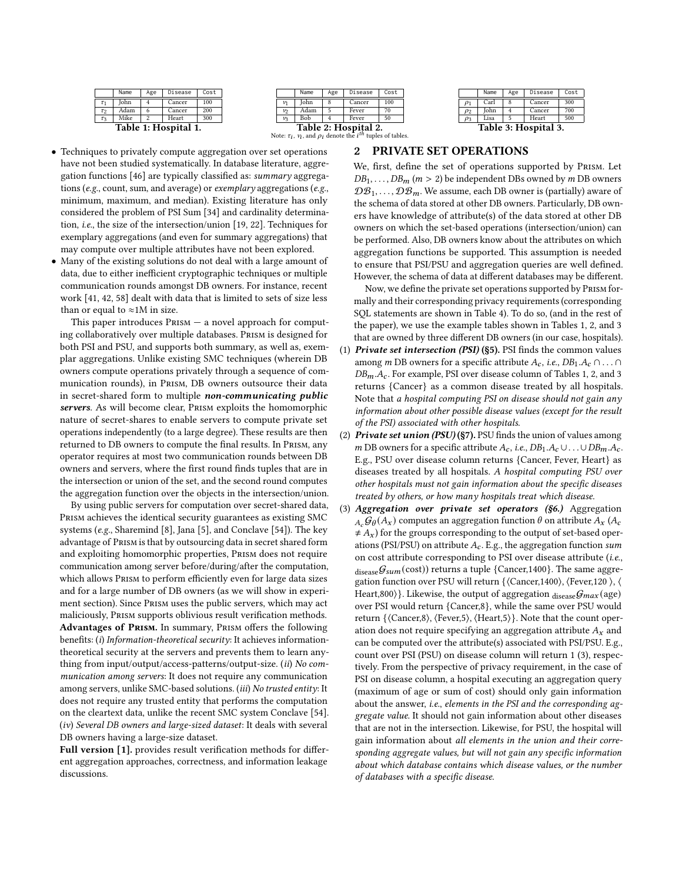| | Name | Age | Disease | Cost |
|---|---|---|---|---|
| $\tau_1$ | John | 4 | Cancer | 100 |
| $\tau_2$ | Adam | 6 | Cancer | 200 |
| $\tau_3$ | Mike | 2 | Heart | 300 |

**Table 1: Hospital 1.**

| | Name | Age | Disease | Cost |
|---|---|---|---|---|
| $\nu_1$ | John | 8 | Cancer | 100 |
| $\nu_2$ | Adam | 5 | Fever | 70 |
| $\nu_3$ | Bob | 4 | Fever | 50 |

**Table 2: Hospital 2.**

| | Name | Age | Disease | Cost |
|---|---|---|---|---|
| $\rho_1$ | Carl | 8 | Cancer | 300 |
| $\rho_2$ | John | 4 | Cancer | 700 |
| $\rho_3$ | Lisa | 5 | Heart | 500 |

**Table 3: Hospital 3.**

Note: $\tau_i$, $\nu_i$, and $\rho_i$ denote the $i^{th}$ tuples of tables.

- Techniques to privately compute aggregation over set operations have not been studied systematically. In database literature, aggregation functions [46] are typically classified as: *summary* aggregations (*e.g.*, count, sum, and average) or *exemplary* aggregations (*e.g.*, minimum, maximum, and median). Existing literature has only considered the problem of PSI Sum [34] and cardinality determination, *i.e.*, the size of the intersection/union [19, 22]. Techniques for exemplary aggregations (and even for summary aggregations) that may compute over multiple attributes have not been explored.
- Many of the existing solutions do not deal with a large amount of data, due to either inefficient cryptographic techniques or multiple communication rounds amongst DB owners. For instance, recent work [41, 42, 58] dealt with data that is limited to sets of size less than or equal to ≈1M in size.

This paper introduces Prism — a novel approach for computing collaboratively over multiple databases. Prism is designed for both PSI and PSU, and supports both summary, as well as, exemplar aggregations. Unlike existing SMC techniques (wherein DB owners compute operations privately through a sequence of communication rounds), in Prism, DB owners outsource their data in secret-shared form to multiple ***non-communicating public servers***. As will become clear, Prism exploits the homomorphic nature of secret-shares to enable servers to compute private set operations independently (to a large degree). These results are then returned to DB owners to compute the final results. In Prism, any operator requires at most two communication rounds between DB owners and servers, where the first round finds tuples that are in the intersection or union of the set, and the second round computes the aggregation function over the objects in the intersection/union.

By using public servers for computation over secret-shared data, Prism achieves the identical security guarantees as existing SMC systems (*e.g.*, Sharemind [8], Jana [5], and Conclave [54]). The key advantage of Prism is that by outsourcing data in secret shared form and exploiting homomorphic properties, Prism does not require communication among server before/during/after the computation, which allows Prism to perform efficiently even for large data sizes and for a large number of DB owners (as we will show in experiment section). Since Prism uses the public servers, which may act maliciously, Prism supports oblivious result verification methods.

**Advantages of Prism.** In summary, Prism offers the following benefits: (*i*) *Information-theoretical security*: It achieves information-theoretical security at the servers and prevents them to learn anything from input/output/access-patterns/output-size. (*ii*) *No communication among servers*: It does not require any communication among servers, unlike SMC-based solutions. (*iii*) *No trusted entity*: It does not require any trusted entity that performs the computation on the cleartext data, unlike the recent SMC system Conclave [54]. (*iv*) *Several DB owners and large-sized dataset*: It deals with several DB owners having a large-size dataset.

**Full version [1].** provides result verification methods for different aggregation approaches, correctness, and information leakage discussions.

## 2 PRIVATE SET OPERATIONS

We, first, define the set of operations supported by Prism. Let $DB_1, \ldots, DB_m$ ($m > 2$) be independent DBs owned by $m$ DB owners $\mathcal{DB}_1, \ldots, \mathcal{DB}_m$. We assume, each DB owner is (partially) aware of the schema of data stored at other DB owners. Particularly, DB owners have knowledge of attribute(s) of the data stored at other DB owners on which the set-based operations (intersection/union) can be performed. Also, DB owners know about the attributes on which aggregation functions be supported. This assumption is needed to ensure that PSI/PSU and aggregation queries are well defined. However, the schema of data at different databases may be different.

Now, we define the private set operations supported by Prism formally and their corresponding privacy requirements (corresponding SQL statements are shown in Table 4). To do so, (and in the rest of the paper), we use the example tables shown in Tables 1, 2, and 3 that are owned by three different DB owners (in our case, hospitals).

1. ***Private set intersection (PSI)* (§5).** PSI finds the common values among $m$ DB owners for a specific attribute $A_c$, *i.e.*, $DB_1.A_c \cap \ldots \cap DB_m.A_c$. For example, PSI over disease column of Tables 1, 2, and 3 returns {Cancer} as a common disease treated by all hospitals. Note that *a hospital computing PSI on disease should not gain any information about other possible disease values (except for the result of the PSI) associated with other hospitals.*
2. ***Private set union (PSU)* (§7).** PSU finds the union of values among $m$ DB owners for a specific attribute $A_c$, *i.e.*, $DB_1.A_c \cup \ldots \cup DB_m.A_c$. E.g., PSU over disease column returns {Cancer, Fever, Heart} as diseases treated by all hospitals. *A hospital computing PSU over other hospitals must not gain information about the specific diseases treated by others, or how many hospitals treat which disease.*
3. ***Aggregation over private set operators* (§6.)** Aggregation ${}_{A_c}\mathcal{G}_\theta(A_x)$ computes an aggregation function $\theta$ on attribute $A_x$ ($A_c \neq A_x$) for the groups corresponding to the output of set-based operations (PSI/PSU) on attribute $A_c$. E.g., the aggregation function *sum* on cost attribute corresponding to PSI over disease attribute (*i.e.*, ${}_{\text{disease}}\mathcal{G}_{sum}(\text{cost})$) returns a tuple {Cancer,1400}. The same aggregation function over PSU will return {⟨Cancer,1400⟩, ⟨Fever,120 ⟩, ⟨ Heart,800⟩}. Likewise, the output of aggregation ${}_{\text{disease}}\mathcal{G}_{max}(\text{age})$ over PSI would return {Cancer,8}, while the same over PSU would return {⟨Cancer,8⟩, ⟨Fever,5⟩, ⟨Heart,5⟩}. Note that the count operation does not require specifying an aggregation attribute $A_x$ and can be computed over the attribute(s) associated with PSI/PSU. E.g., count over PSI (PSU) on disease column will return 1 (3), respectively. From the perspective of privacy requirement, in the case of PSI on disease column, a hospital executing an aggregation query (maximum of age or sum of cost) should only gain information about the answer, *i.e.*, *elements in the PSI and the corresponding aggregate value.* It should not gain information about other diseases that are not in the intersection. Likewise, for PSU, the hospital will gain information about *all elements in the union and their corresponding aggregate values, but will not gain any specific information about which database contains which disease values, or the number of databases with a specific disease.*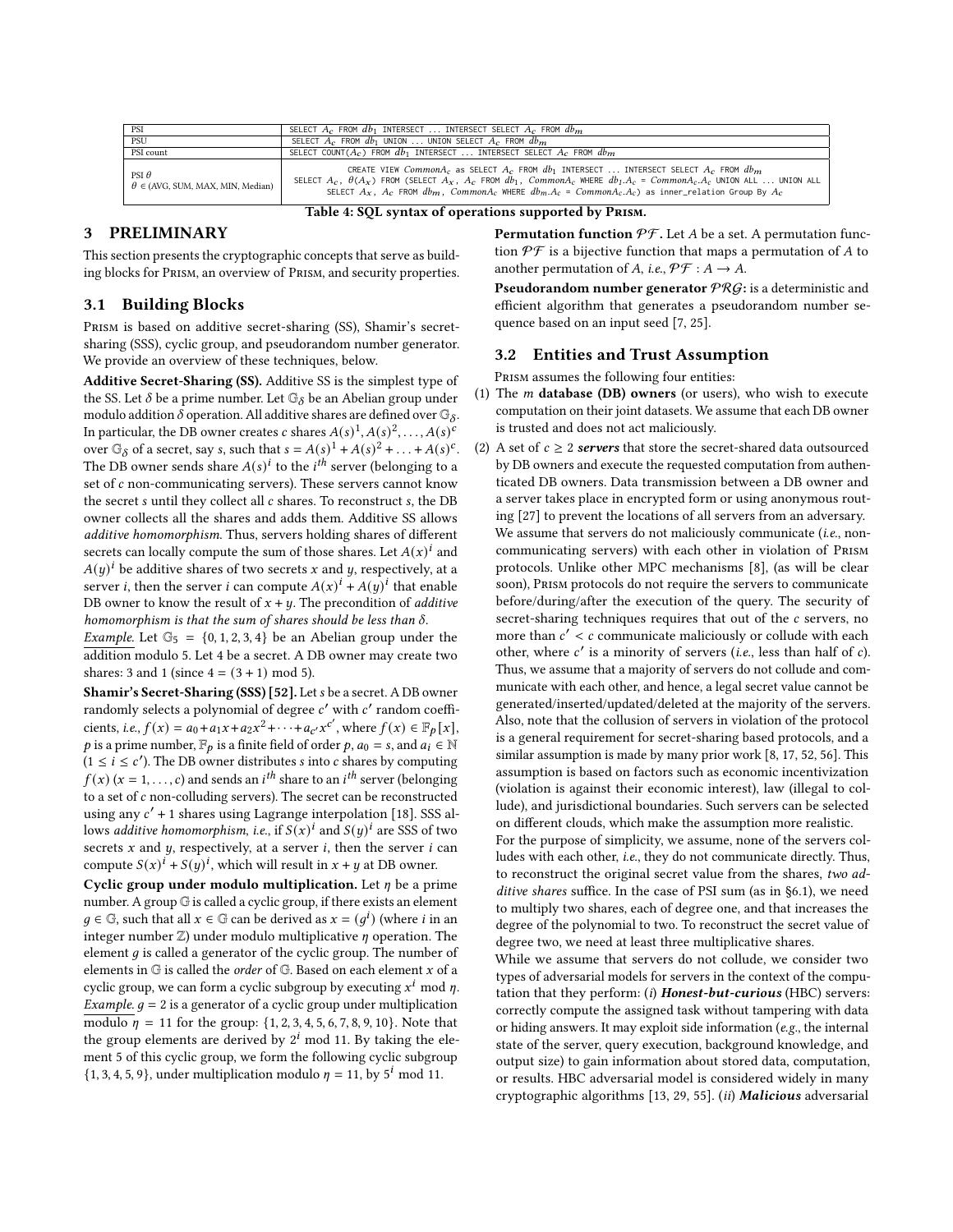| PSI | SELECT $A_c$ FROM $db_1$ INTERSECT ... INTERSECT SELECT $A_c$ FROM $db_m$ |
|---|---|
| PSU | SELECT $A_c$ FROM $db_1$ UNION ... UNION SELECT $A_c$ FROM $db_m$ |
| PSI count | SELECT COUNT($A_c$) FROM $db_1$ INTERSECT ... INTERSECT SELECT $A_c$ FROM $db_m$ |
| PSI $\theta$ $\theta \in$ (AVG, SUM, MAX, MIN, Median) | CREATE VIEW $CommonA_c$ as SELECT $A_c$ FROM $db_1$ INTERSECT ... INTERSECT SELECT $A_c$ FROM $db_m$ SELECT $A_c$, $\theta(A_x)$ FROM (SELECT $A_x$, $A_c$ FROM $db_1$, $CommonA_c$ WHERE $db_1.A_c$ = $CommonA_c.A_c$ UNION ALL ... UNION ALL SELECT $A_x$, $A_c$ FROM $db_m$, $CommonA_c$ WHERE $db_m.A_c$ = $CommonA_c.A_c$) as inner_relation Group By $A_c$ |

Table 4: SQL syntax of operations supported by Prism.

## 3 PRELIMINARY

This section presents the cryptographic concepts that serve as building blocks for Prism, an overview of Prism, and security properties.

### 3.1 Building Blocks

Prism is based on additive secret-sharing (SS), Shamir's secret-sharing (SSS), cyclic group, and pseudorandom number generator. We provide an overview of these techniques, below.

**Additive Secret-Sharing (SS).** Additive SS is the simplest type of the SS. Let $\delta$ be a prime number. Let $\mathbb{G}_\delta$ be an Abelian group under modulo addition $\delta$ operation. All additive shares are defined over $\mathbb{G}_\delta$. In particular, the DB owner creates $c$ shares $A(s)^1, A(s)^2, \ldots, A(s)^c$ over $\mathbb{G}_\delta$ of a secret, say $s$, such that $s = A(s)^1 + A(s)^2 + \ldots + A(s)^c$. The DB owner sends share $A(s)^i$ to the $i^{th}$ server (belonging to a set of $c$ non-communicating servers). These servers cannot know the secret $s$ until they collect all $c$ shares. To reconstruct $s$, the DB owner collects all the shares and adds them. Additive SS allows *additive homomorphism*. Thus, servers holding shares of different secrets can locally compute the sum of those shares. Let $A(x)^i$ and $A(y)^i$ be additive shares of two secrets $x$ and $y$, respectively, at a server $i$, then the server $i$ can compute $A(x)^i + A(y)^i$ that enable DB owner to know the result of $x + y$. The precondition of *additive homomorphism is that the sum of shares should be less than $\delta$*.

*Example.* Let $\mathbb{G}_5 = \{0, 1, 2, 3, 4\}$ be an Abelian group under the addition modulo 5. Let 4 be a secret. A DB owner may create two shares: 3 and 1 (since $4 = (3 + 1) \bmod 5$).

**Shamir's Secret-Sharing (SSS) [52].** Let $s$ be a secret. A DB owner randomly selects a polynomial of degree $c'$ with $c'$ random coefficients, *i.e.*, $f(x) = a_0 + a_1x + a_2x^2 + \cdots + a_{c'}x^{c'}$, where $f(x) \in \mathbb{F}_p[x]$, $p$ is a prime number, $\mathbb{F}_p$ is a finite field of order $p$, $a_0 = s$, and $a_i \in \mathbb{N}$ $(1 \leq i \leq c')$. The DB owner distributes $s$ into $c$ shares by computing $f(x)$ $(x = 1, \ldots, c)$ and sends an $i^{th}$ share to an $i^{th}$ server (belonging to a set of $c$ non-colluding servers). The secret can be reconstructed using any $c' + 1$ shares using Lagrange interpolation [18]. SSS allows *additive homomorphism*, *i.e.*, if $S(x)^i$ and $S(y)^i$ are SSS of two secrets $x$ and $y$, respectively, at a server $i$, then the server $i$ can compute $S(x)^i + S(y)^i$, which will result in $x + y$ at DB owner.

**Cyclic group under modulo multiplication.** Let $\eta$ be a prime number. A group $\mathbb{G}$ is called a cyclic group, if there exists an element $g \in \mathbb{G}$, such that all $x \in \mathbb{G}$ can be derived as $x = (g^i)$ (where $i$ in an integer number $\mathbb{Z}$) under modulo multiplicative $\eta$ operation. The element $g$ is called a generator of the cyclic group. The number of elements in $\mathbb{G}$ is called the *order* of $\mathbb{G}$. Based on each element $x$ of a cyclic group, we can form a cyclic subgroup by executing $x^i \bmod \eta$.

*Example.* $g = 2$ is a generator of a cyclic group under multiplication modulo $\eta = 11$ for the group: $\{1, 2, 3, 4, 5, 6, 7, 8, 9, 10\}$. Note that the group elements are derived by $2^i \bmod 11$. By taking the element 5 of this cyclic group, we form the following cyclic subgroup $\{1, 3, 4, 5, 9\}$, under multiplication modulo $\eta = 11$, by $5^i \bmod 11$.

**Permutation function $\mathcal{PF}$.** Let $A$ be a set. A permutation function $\mathcal{PF}$ is a bijective function that maps a permutation of $A$ to another permutation of $A$, *i.e.*, $\mathcal{PF} : A \rightarrow A$.

**Pseudorandom number generator $\mathcal{PRG}$:** is a deterministic and efficient algorithm that generates a pseudorandom number sequence based on an input seed [7, 25].

### 3.2 Entities and Trust Assumption

Prism assumes the following four entities:

(1) The $m$ **database (DB) owners** (or users), who wish to execute computation on their joint datasets. We assume that each DB owner is trusted and does not act maliciously.

(2) A set of $c \geq 2$ ***servers*** that store the secret-shared data outsourced by DB owners and execute the requested computation from authenticated DB owners. Data transmission between a DB owner and a server takes place in encrypted form or using anonymous routing [27] to prevent the locations of all servers from an adversary. We assume that servers do not maliciously communicate (*i.e.*, non-communicating servers) with each other in violation of Prism protocols. Unlike other MPC mechanisms [8], (as will be clear soon), Prism protocols do not require the servers to communicate before/during/after the execution of the query. The security of secret-sharing techniques requires that out of the $c$ servers, no more than $c' < c$ communicate maliciously or collude with each other, where $c'$ is a minority of servers (*i.e.*, less than half of $c$). Thus, we assume that a majority of servers do not collude and communicate with each other, and hence, a legal secret value cannot be generated/inserted/updated/deleted at the majority of the servers. Also, note that the collusion of servers in violation of the protocol is a general requirement for secret-sharing based protocols, and a similar assumption is made by many prior work [8, 17, 52, 56]. This assumption is based on factors such as economic incentivization (violation is against their economic interest), law (illegal to collude), and jurisdictional boundaries. Such servers can be selected on different clouds, which make the assumption more realistic.

For the purpose of simplicity, we assume, none of the servers colludes with each other, *i.e.*, they do not communicate directly. Thus, to reconstruct the original secret value from the shares, *two additive shares* suffice. In the case of PSI sum (as in §6.1), we need to multiply two shares, each of degree one, and that increases the degree of the polynomial to two. To reconstruct the secret value of degree two, we need at least three multiplicative shares.

While we assume that servers do not collude, we consider two types of adversarial models for servers in the context of the computation that they perform: (*i*) ***Honest-but-curious*** (HBC) servers: correctly compute the assigned task without tampering with data or hiding answers. It may exploit side information (*e.g.*, the internal state of the server, query execution, background knowledge, and output size) to gain information about stored data, computation, or results. HBC adversarial model is considered widely in many cryptographic algorithms [13, 29, 55]. (*ii*) ***Malicious*** adversarial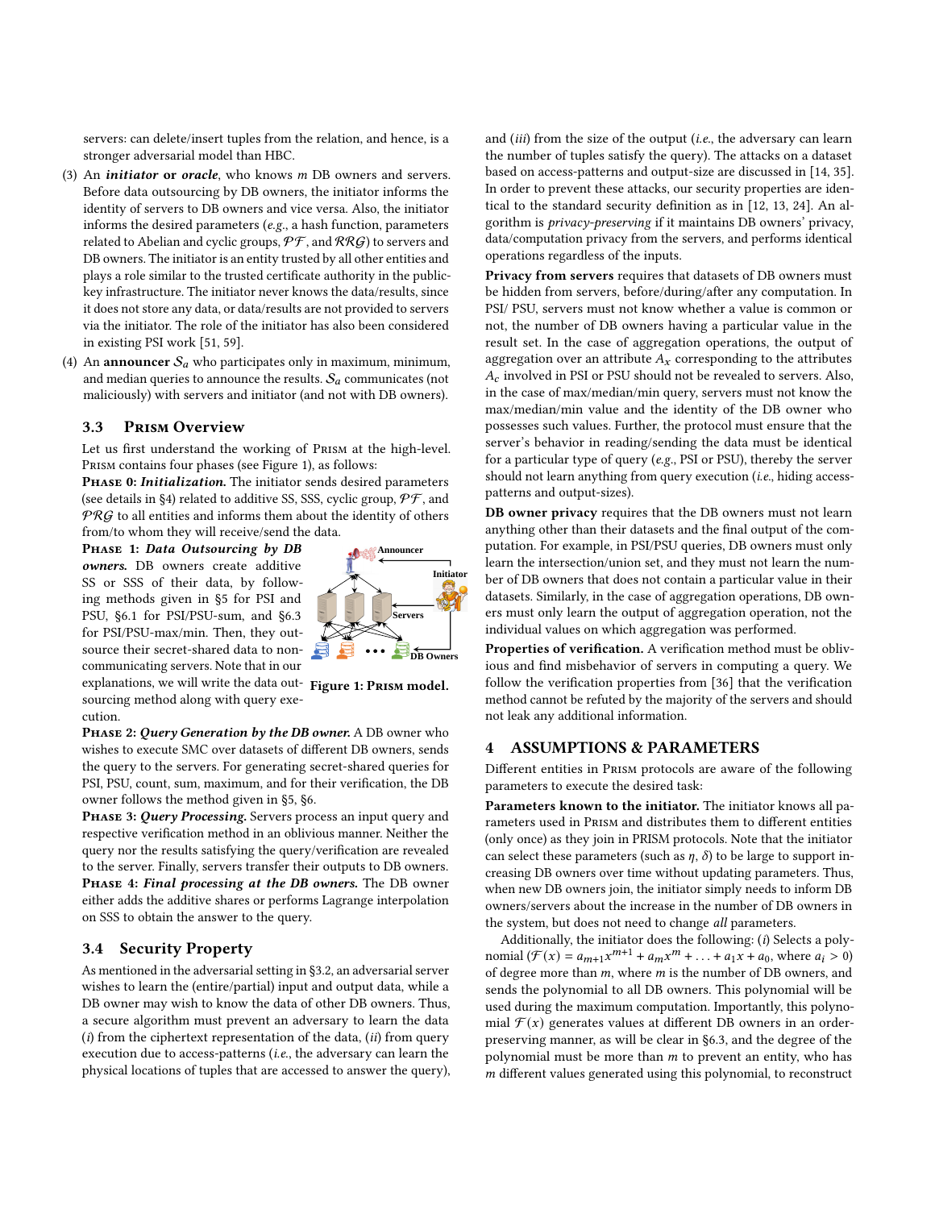servers: can delete/insert tuples from the relation, and hence, is a stronger adversarial model than HBC.

(3) An ***initiator* or *oracle***, who knows $m$ DB owners and servers. Before data outsourcing by DB owners, the initiator informs the identity of servers to DB owners and vice versa. Also, the initiator informs the desired parameters (*e.g.*, a hash function, parameters related to Abelian and cyclic groups, $\mathcal{PF}$, and $\mathcal{RRG}$) to servers and DB owners. The initiator is an entity trusted by all other entities and plays a role similar to the trusted certificate authority in the public-key infrastructure. The initiator never knows the data/results, since it does not store any data, or data/results are not provided to servers via the initiator. The role of the initiator has also been considered in existing PSI work [51, 59].

(4) An **announcer** $\mathcal{S}_a$ who participates only in maximum, minimum, and median queries to announce the results. $\mathcal{S}_a$ communicates (not maliciously) with servers and initiator (and not with DB owners).

## 3.3 Prism Overview

Let us first understand the working of Prism at the high-level. Prism contains four phases (see Figure 1), as follows:

**Phase 0:** ***Initialization.*** The initiator sends desired parameters (see details in §4) related to additive SS, SSS, cyclic group, $\mathcal{PF}$, and $\mathcal{PRG}$ to all entities and informs them about the identity of others from/to whom they will receive/send the data.

**Phase 1:** ***Data Outsourcing by DB owners.*** DB owners create additive SS or SSS of their data, by following methods given in §5 for PSI and PSU, §6.1 for PSI/PSU-sum, and §6.3 for PSI/PSU-max/min. Then, they outsource their secret-shared data to non-communicating servers. Note that in our explanations, we will write the data outsourcing method along with query execution.

**Figure 1: Prism model.**

**Phase 2:** ***Query Generation by the DB owner.*** A DB owner who wishes to execute SMC over datasets of different DB owners, sends the query to the servers. For generating secret-shared queries for PSI, PSU, count, sum, maximum, and for their verification, the DB owner follows the method given in §5, §6.

**Phase 3:** ***Query Processing.*** Servers process an input query and respective verification method in an oblivious manner. Neither the query nor the results satisfying the query/verification are revealed to the server. Finally, servers transfer their outputs to DB owners.

**Phase 4:** ***Final processing at the DB owners.*** The DB owner either adds the additive shares or performs Lagrange interpolation on SSS to obtain the answer to the query.

## 3.4 Security Property

As mentioned in the adversarial setting in §3.2, an adversarial server wishes to learn the (entire/partial) input and output data, while a DB owner may wish to know the data of other DB owners. Thus, a secure algorithm must prevent an adversary to learn the data (*i*) from the ciphertext representation of the data, (*ii*) from query execution due to access-patterns (*i.e.*, the adversary can learn the physical locations of tuples that are accessed to answer the query), and (*iii*) from the size of the output (*i.e.*, the adversary can learn the number of tuples satisfy the query). The attacks on a dataset based on access-patterns and output-size are discussed in [14, 35]. In order to prevent these attacks, our security properties are identical to the standard security definition as in [12, 13, 24]. An algorithm is *privacy-preserving* if it maintains DB owners' privacy, data/computation privacy from the servers, and performs identical operations regardless of the inputs.

**Privacy from servers** requires that datasets of DB owners must be hidden from servers, before/during/after any computation. In PSI/ PSU, servers must not know whether a value is common or not, the number of DB owners having a particular value in the result set. In the case of aggregation operations, the output of aggregation over an attribute $A_x$ corresponding to the attributes $A_c$ involved in PSI or PSU should not be revealed to servers. Also, in the case of max/median/min query, servers must not know the max/median/min value and the identity of the DB owner who possesses such values. Further, the protocol must ensure that the server's behavior in reading/sending the data must be identical for a particular type of query (*e.g.*, PSI or PSU), thereby the server should not learn anything from query execution (*i.e.*, hiding access-patterns and output-sizes).

**DB owner privacy** requires that the DB owners must not learn anything other than their datasets and the final output of the computation. For example, in PSI/PSU queries, DB owners must only learn the intersection/union set, and they must not learn the number of DB owners that does not contain a particular value in their datasets. Similarly, in the case of aggregation operations, DB owners must only learn the output of aggregation operation, not the individual values on which aggregation was performed.

**Properties of verification.** A verification method must be oblivious and find misbehavior of servers in computing a query. We follow the verification properties from [36] that the verification method cannot be refuted by the majority of the servers and should not leak any additional information.

# 4 ASSUMPTIONS & PARAMETERS

Different entities in Prism protocols are aware of the following parameters to execute the desired task:

**Parameters known to the initiator.** The initiator knows all parameters used in Prism and distributes them to different entities (only once) as they join in PRISM protocols. Note that the initiator can select these parameters (such as $\eta$, $\delta$) to be large to support increasing DB owners over time without updating parameters. Thus, when new DB owners join, the initiator simply needs to inform DB owners/servers about the increase in the number of DB owners in the system, but does not need to change *all* parameters.

Additionally, the initiator does the following: (*i*) Selects a polynomial ($\mathcal{F}(x) = a_{m+1}x^{m+1} + a_m x^m + \ldots + a_1 x + a_0$, where $a_i > 0$) of degree more than $m$, where $m$ is the number of DB owners, and sends the polynomial to all DB owners. This polynomial will be used during the maximum computation. Importantly, this polynomial $\mathcal{F}(x)$ generates values at different DB owners in an order-preserving manner, as will be clear in §6.3, and the degree of the polynomial must be more than $m$ to prevent an entity, who has $m$ different values generated using this polynomial, to reconstruct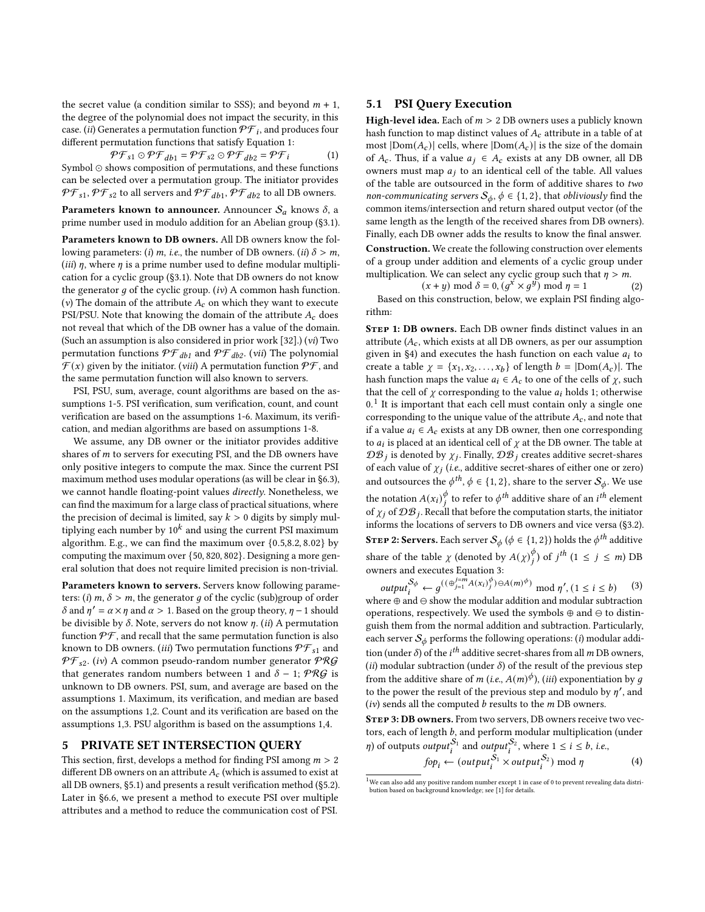the secret value (a condition similar to SSS); and beyond $m+1$, the degree of the polynomial does not impact the security, in this case. (*ii*) Generates a permutation function $\mathcal{PF}_i$, and produces four different permutation functions that satisfy Equation 1:

$$\mathcal{PF}_{s1} \odot \mathcal{PF}_{db1} = \mathcal{PF}_{s2} \odot \mathcal{PF}_{db2} = \mathcal{PF}_i \quad (1)$$

Symbol $\odot$ shows composition of permutations, and these functions can be selected over a permutation group. The initiator provides $\mathcal{PF}_{s1}, \mathcal{PF}_{s2}$ to all servers and $\mathcal{PF}_{db1}, \mathcal{PF}_{db2}$ to all DB owners.

**Parameters known to announcer.** Announcer $\mathcal{S}_a$ knows $\delta$, a prime number used in modulo addition for an Abelian group (§3.1).

**Parameters known to DB owners.** All DB owners know the following parameters: (*i*) $m$, *i.e.*, the number of DB owners. (*ii*) $\delta > m$, (*iii*) $\eta$, where $\eta$ is a prime number used to define modular multiplication for a cyclic group (§3.1). Note that DB owners do not know the generator $g$ of the cyclic group. (*iv*) A common hash function. (*v*) The domain of the attribute $A_c$ on which they want to execute PSI/PSU. Note that knowing the domain of the attribute $A_c$ does not reveal that which of the DB owner has a value of the domain. (Such an assumption is also considered in prior work [32].) (*vi*) Two permutation functions $\mathcal{PF}_{db1}$ and $\mathcal{PF}_{db2}$. (*vii*) The polynomial $\mathcal{F}(x)$ given by the initiator. (*viii*) A permutation function $\mathcal{PF}$, and the same permutation function will also known to servers.

PSI, PSU, sum, average, count algorithms are based on the assumptions 1-5. PSI verification, sum verification, count, and count verification are based on the assumptions 1-6. Maximum, its verification, and median algorithms are based on assumptions 1-8.

We assume, any DB owner or the initiator provides additive shares of $m$ to servers for executing PSI, and the DB owners have only positive integers to compute the max. Since the current PSI maximum method uses modular operations (as will be clear in §6.3), we cannot handle floating-point values *directly*. Nonetheless, we can find the maximum for a large class of practical situations, where the precision of decimal is limited, say $k > 0$ digits by simply multiplying each number by $10^k$ and using the current PSI maximum algorithm. E.g., we can find the maximum over $\{0.5, 8.2, 8.02\}$ by computing the maximum over $\{50, 820, 802\}$. Designing a more general solution that does not require limited precision is non-trivial.

**Parameters known to servers.** Servers know following parameters: (*i*) $m$, $\delta > m$, the generator $g$ of the cyclic (sub)group of order $\delta$ and $\eta' = \alpha \times \eta$ and $\alpha > 1$. Based on the group theory, $\eta - 1$ should be divisible by $\delta$. Note, servers do not know $\eta$. (*ii*) A permutation function $\mathcal{PF}$, and recall that the same permutation function is also known to DB owners. (*iii*) Two permutation functions $\mathcal{PF}_{s1}$ and $\mathcal{PF}_{s2}$. (*iv*) A common pseudo-random number generator $\mathcal{PRG}$ that generates random numbers between 1 and $\delta - 1$; $\mathcal{PRG}$ is unknown to DB owners. PSI, sum, and average are based on the assumptions 1. Maximum, its verification, and median are based on the assumptions 1,2. Count and its verification are based on the assumptions 1,3. PSU algorithm is based on the assumptions 1,4.

# 5 PRIVATE SET INTERSECTION QUERY

This section, first, develops a method for finding PSI among $m > 2$ different DB owners on an attribute $A_c$ (which is assumed to exist at all DB owners, §5.1) and presents a result verification method (§5.2). Later in §6.6, we present a method to execute PSI over multiple attributes and a method to reduce the communication cost of PSI.

## 5.1 PSI Query Execution

**High-level idea.** Each of $m > 2$ DB owners uses a publicly known hash function to map distinct values of $A_c$ attribute in a table of at most $|\text{Dom}(A_c)|$ cells, where $|\text{Dom}(A_c)|$ is the size of the domain of $A_c$. Thus, if a value $a_j \in A_c$ exists at any DB owner, all DB owners must map $a_j$ to an identical cell of the table. All values of the table are outsourced in the form of additive shares to *two non-communicating servers* $\mathcal{S}_\phi$, $\phi \in \{1, 2\}$, that *obliviously* find the common items/intersection and return shared output vector (of the same length as the length of the received shares from DB owners). Finally, each DB owner adds the results to know the final answer.

**Construction.** We create the following construction over elements of a group under addition and elements of a cyclic group under multiplication. We can select any cyclic group such that $\eta > m$.

$$(x + y) \bmod \delta = 0, (g^x \times g^y) \bmod \eta = 1 \quad (2)$$

Based on this construction, below, we explain PSI finding algorithm:

**Step 1: DB owners.** Each DB owner finds distinct values in an attribute ($A_c$, which exists at all DB owners, as per our assumption given in §4) and executes the hash function on each value $a_i$ to create a table $\chi = \{x_1, x_2, \ldots, x_b\}$ of length $b = |\text{Dom}(A_c)|$. The hash function maps the value $a_i \in A_c$ to one of the cells of $\chi$, such that the cell of $\chi$ corresponding to the value $a_i$ holds 1; otherwise 0.[1] It is important that each cell must contain only a single one corresponding to the unique value of the attribute $A_c$, and note that if a value $a_i \in A_c$ exists at any DB owner, then one corresponding to $a_i$ is placed at an identical cell of $\chi$ at the DB owner. The table at $\mathcal{DB}_j$ is denoted by $\chi_j$. Finally, $\mathcal{DB}_j$ creates additive secret-shares of each value of $\chi_j$ (*i.e.*, additive secret-shares of either one or zero) and outsources the $\phi^{th}$, $\phi \in \{1, 2\}$, share to the server $\mathcal{S}_\phi$. We use the notation $A(x_i)_j^\phi$ to refer to $\phi^{th}$ additive share of an $i^{th}$ element of $\chi_j$ of $\mathcal{DB}_j$. Recall that before the computation starts, the initiator informs the locations of servers to DB owners and vice versa (§3.2).

**Step 2: Servers.** Each server $\mathcal{S}_\phi$ ($\phi \in \{1, 2\}$) holds the $\phi^{th}$ additive share of the table $\chi$ (denoted by $A(\chi)_j^\phi$) of $j^{th}$ ($1 \leq j \leq m$) DB owners and executes Equation 3:

$$output_i^{\mathcal{S}_\phi} \leftarrow g^{((\oplus_{j=1}^{j=m} A(x_i)_j^\phi) \ominus A(m)^\phi)} \bmod \eta', (1 \leq i \leq b) \quad (3)$$

where $\oplus$ and $\ominus$ show the modular addition and modular subtraction operations, respectively. We used the symbols $\oplus$ and $\ominus$ to distinguish them from the normal addition and subtraction. Particularly, each server $\mathcal{S}_\phi$ performs the following operations: (*i*) modular addition (under $\delta$) of the $i^{th}$ additive secret-shares from all $m$ DB owners, (*ii*) modular subtraction (under $\delta$) of the result of the previous step from the additive share of $m$ (*i.e.*, $A(m)^\phi$), (*iii*) exponentiation by $g$ to the power the result of the previous step and modulo by $\eta'$, and (*iv*) sends all the computed $b$ results to the $m$ DB owners.

**Step 3: DB owners.** From two servers, DB owners receive two vectors, each of length $b$, and perform modular multiplication (under $\eta$) of outputs $output_i^{\mathcal{S}_1}$ and $output_i^{\mathcal{S}_2}$, where $1 \leq i \leq b$, *i.e.*,

$$fop_i \leftarrow (output_i^{\mathcal{S}_1} \times output_i^{\mathcal{S}_2}) \bmod \eta \quad (4)$$

[1] We can also add any positive random number except 1 in case of 0 to prevent revealing data distribution based on background knowledge; see [1] for details.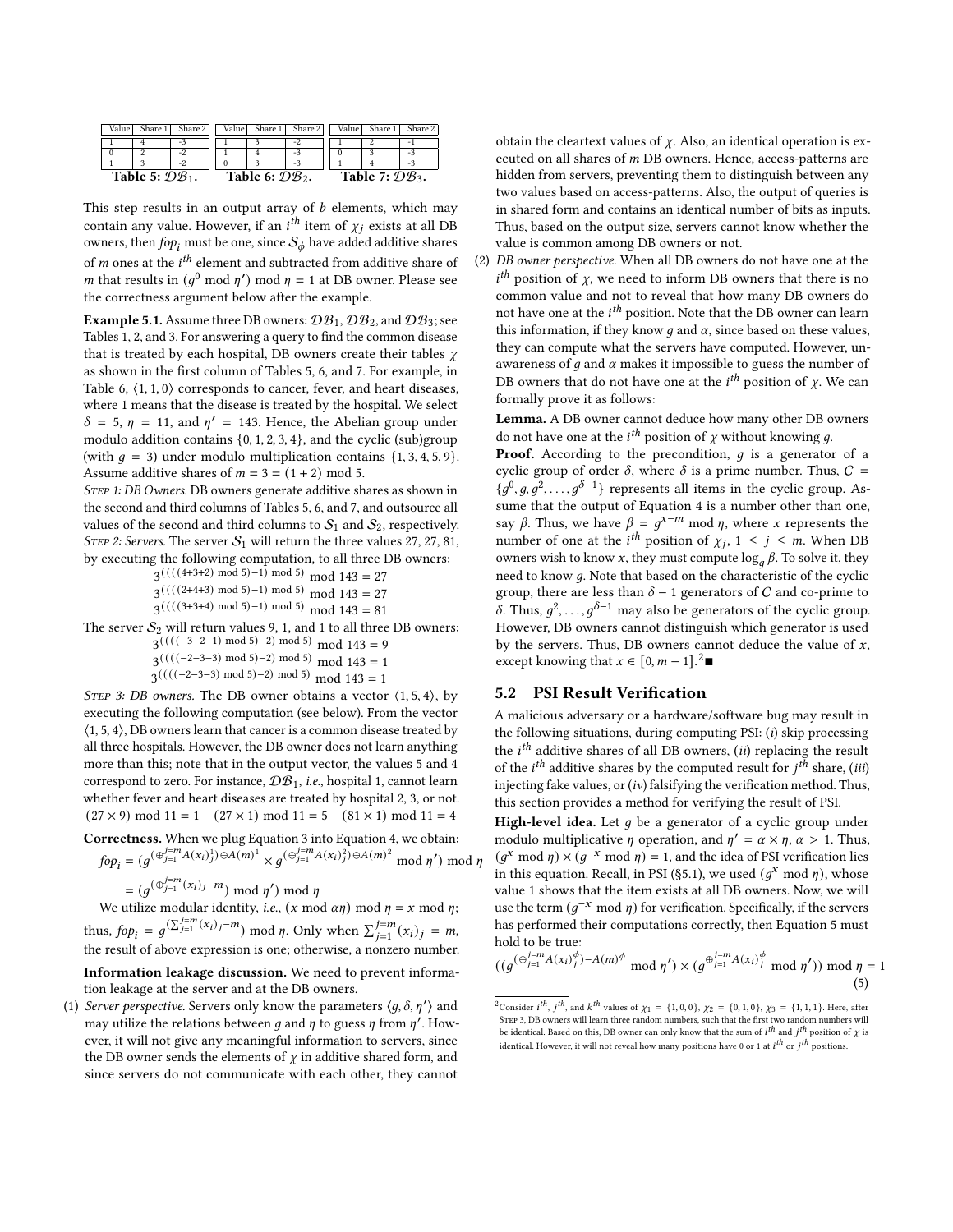| Value | Share 1 | Share 2 |
|---|---|---|
| 1 | 4 | -3 |
| 0 | 2 | -2 |
| 1 | 3 | -2 |

**Table 5: $\mathcal{DB}_1$.**

| Value | Share 1 | Share 2 |
|---|---|---|
| 1 | 3 | -2 |
| 1 | 4 | -3 |
| 0 | 3 | -3 |

**Table 6: $\mathcal{DB}_2$.**

| Value | Share 1 | Share 2 |
|---|---|---|
| 1 | 2 | -1 |
| 0 | 3 | -3 |
| 1 | 4 | -3 |

**Table 7: $\mathcal{DB}_3$.**

This step results in an output array of $b$ elements, which may contain any value. However, if an $i^{th}$ item of $\chi_j$ exists at all DB owners, then $fop_i$ must be one, since $\mathcal{S}_\phi$ have added additive shares of $m$ ones at the $i^{th}$ element and subtracted from additive share of $m$ that results in $(g^0 \bmod \eta') \bmod \eta = 1$ at DB owner. Please see the correctness argument below after the example.

**Example 5.1.** Assume three DB owners: $\mathcal{DB}_1$, $\mathcal{DB}_2$, and $\mathcal{DB}_3$; see Tables 1, 2, and 3. For answering a query to find the common disease that is treated by each hospital, DB owners create their tables $\chi$ as shown in the first column of Tables 5, 6, and 7. For example, in Table 6, $\langle 1, 1, 0\rangle$ corresponds to cancer, fever, and heart diseases, where 1 means that the disease is treated by the hospital. We select $\delta = 5$, $\eta = 11$, and $\eta' = 143$. Hence, the Abelian group under modulo addition contains $\{0, 1, 2, 3, 4\}$, and the cyclic (sub)group (with $g = 3$) under modulo multiplication contains $\{1, 3, 4, 5, 9\}$. Assume additive shares of $m = 3 = (1 + 2) \bmod 5$.

*Step 1: DB Owners.* DB owners generate additive shares as shown in the second and third columns of Tables 5, 6, and 7, and outsource all values of the second and third columns to $\mathcal{S}_1$ and $\mathcal{S}_2$, respectively.
*Step 2: Servers.* The server $\mathcal{S}_1$ will return the three values 27, 27, 81, by executing the following computation, to all three DB owners:

$$3^{((((4+3+2) \bmod 5)-1) \bmod 5)} \bmod 143 = 27$$
$$3^{((((2+4+3) \bmod 5)-1) \bmod 5)} \bmod 143 = 27$$
$$3^{((((3+3+4) \bmod 5)-1) \bmod 5)} \bmod 143 = 81$$

The server $\mathcal{S}_2$ will return values 9, 1, and 1 to all three DB owners:

$$3^{((((-3-2-1) \bmod 5)-2) \bmod 5)} \bmod 143 = 9$$
$$3^{((((-2-3-3) \bmod 5)-2) \bmod 5)} \bmod 143 = 1$$
$$3^{((((-2-3-3) \bmod 5)-2) \bmod 5)} \bmod 143 = 1$$

*Step 3: DB owners.* The DB owner obtains a vector $\langle 1, 5, 4\rangle$, by executing the following computation (see below). From the vector $\langle 1, 5, 4\rangle$, DB owners learn that cancer is a common disease treated by all three hospitals. However, the DB owner does not learn anything more than this; note that in the output vector, the values 5 and 4 correspond to zero. For instance, $\mathcal{DB}_1$, *i.e.*, hospital 1, cannot learn whether fever and heart diseases are treated by hospital 2, 3, or not.
$(27 \times 9) \bmod 11 = 1 \quad (27 \times 1) \bmod 11 = 5 \quad (81 \times 1) \bmod 11 = 4$

**Correctness.** When we plug Equation 3 into Equation 4, we obtain:

$$fop_i = (g^{(\oplus_{j=1}^{j=m} A(x_i)_j^1) \ominus A(m)^1} \times g^{(\oplus_{j=1}^{j=m} A(x_i)_j^2) \ominus A(m)^2} \bmod \eta') \bmod \eta$$
$$= (g^{(\oplus_{j=1}^{j=m} (x_i)_j - m)} \bmod \eta') \bmod \eta$$

We utilize modular identity, *i.e.*, $(x \bmod \alpha\eta) \bmod \eta = x \bmod \eta$; thus, $fop_i = g^{(\sum_{j=1}^{j=m} (x_i)_j - m)} \bmod \eta$. Only when $\sum_{j=1}^{j=m} (x_i)_j = m$, the result of above expression is one; otherwise, a nonzero number.

**Information leakage discussion.** We need to prevent information leakage at the server and at the DB owners.

(1) *Server perspective.* Servers only know the parameters $\langle g, \delta, \eta'\rangle$ and may utilize the relations between $g$ and $\eta$ to guess $\eta$ from $\eta'$. However, it will not give any meaningful information to servers, since the DB owner sends the elements of $\chi$ in additive shared form, and since servers do not communicate with each other, they cannot obtain the cleartext values of $\chi$. Also, an identical operation is executed on all shares of $m$ DB owners. Hence, access-patterns are hidden from servers, preventing them to distinguish between any two values based on access-patterns. Also, the output of queries is in shared form and contains an identical number of bits as inputs. Thus, based on the output size, servers cannot know whether the value is common among DB owners or not.
(2) *DB owner perspective.* When all DB owners do not have one at the $i^{th}$ position of $\chi$, we need to inform DB owners that there is no common value and not to reveal that how many DB owners do not have one at the $i^{th}$ position. Note that the DB owner can learn this information, if they know $g$ and $\alpha$, since based on these values, they can compute what the servers have computed. However, unawareness of $g$ and $\alpha$ makes it impossible to guess the number of DB owners that do not have one at the $i^{th}$ position of $\chi$. We can formally prove it as follows:

**Lemma.** A DB owner cannot deduce how many other DB owners do not have one at the $i^{th}$ position of $\chi$ without knowing $g$.

**Proof.** According to the precondition, $g$ is a generator of a cyclic group of order $\delta$, where $\delta$ is a prime number. Thus, $C = \{g^0, g, g^2, \ldots, g^{\delta-1}\}$ represents all items in the cyclic group. Assume that the output of Equation 4 is a number other than one, say $\beta$. Thus, we have $\beta = g^{x-m} \bmod \eta$, where $x$ represents the number of one at the $i^{th}$ position of $\chi_j$, $1 \leq j \leq m$. When DB owners wish to know $x$, they must compute $\log_g \beta$. To solve it, they need to know $g$. Note that based on the characteristic of the cyclic group, there are less than $\delta - 1$ generators of $C$ and co-prime to $\delta$. Thus, $g^2, \ldots, g^{\delta-1}$ may also be generators of the cyclic group. However, DB owners cannot distinguish which generator is used by the servers. Thus, DB owners cannot deduce the value of $x$, except knowing that $x \in [0, m-1]$.[2] ■

## 5.2 PSI Result Verification

A malicious adversary or a hardware/software bug may result in the following situations, during computing PSI: (*i*) skip processing the $i^{th}$ additive shares of all DB owners, (*ii*) replacing the result of the $i^{th}$ additive shares by the computed result for $j^{th}$ share, (*iii*) injecting fake values, or (*iv*) falsifying the verification method. Thus, this section provides a method for verifying the result of PSI.

**High-level idea.** Let $g$ be a generator of a cyclic group under modulo multiplicative $\eta$ operation, and $\eta' = \alpha \times \eta$, $\alpha > 1$. Thus, $(g^x \bmod \eta) \times (g^{-x} \bmod \eta) = 1$, and the idea of PSI verification lies in this equation. Recall, in PSI (§5.1), we used $(g^x \bmod \eta)$, whose value 1 shows that the item exists at all DB owners. Now, we will use the term $(g^{-x} \bmod \eta)$ for verification. Specifically, if the servers has performed their computations correctly, then Equation 5 must hold to be true:

$$((g^{(\oplus_{j=1}^{j=m} A(x_i)_j^\phi) - A(m)^\phi} \bmod \eta') \times (g^{\oplus_{j=1}^{j=m} \overline{A(x_i)_j^\phi}} \bmod \eta')) \bmod \eta = 1 \quad (5)$$

---

[2] Consider $i^{th}$, $j^{th}$, and $k^{th}$ values of $\chi_1 = \{1, 0, 0\}$, $\chi_2 = \{0, 1, 0\}$, $\chi_3 = \{1, 1, 1\}$. Here, after Step 3, DB owners will learn three random numbers, such that the first two random numbers will be identical. Based on this, DB owner can only know that the sum of $i^{th}$ and $j^{th}$ position of $\chi$ is identical. However, it will not reveal how many positions have 0 or 1 at $i^{th}$ or $j^{th}$ positions.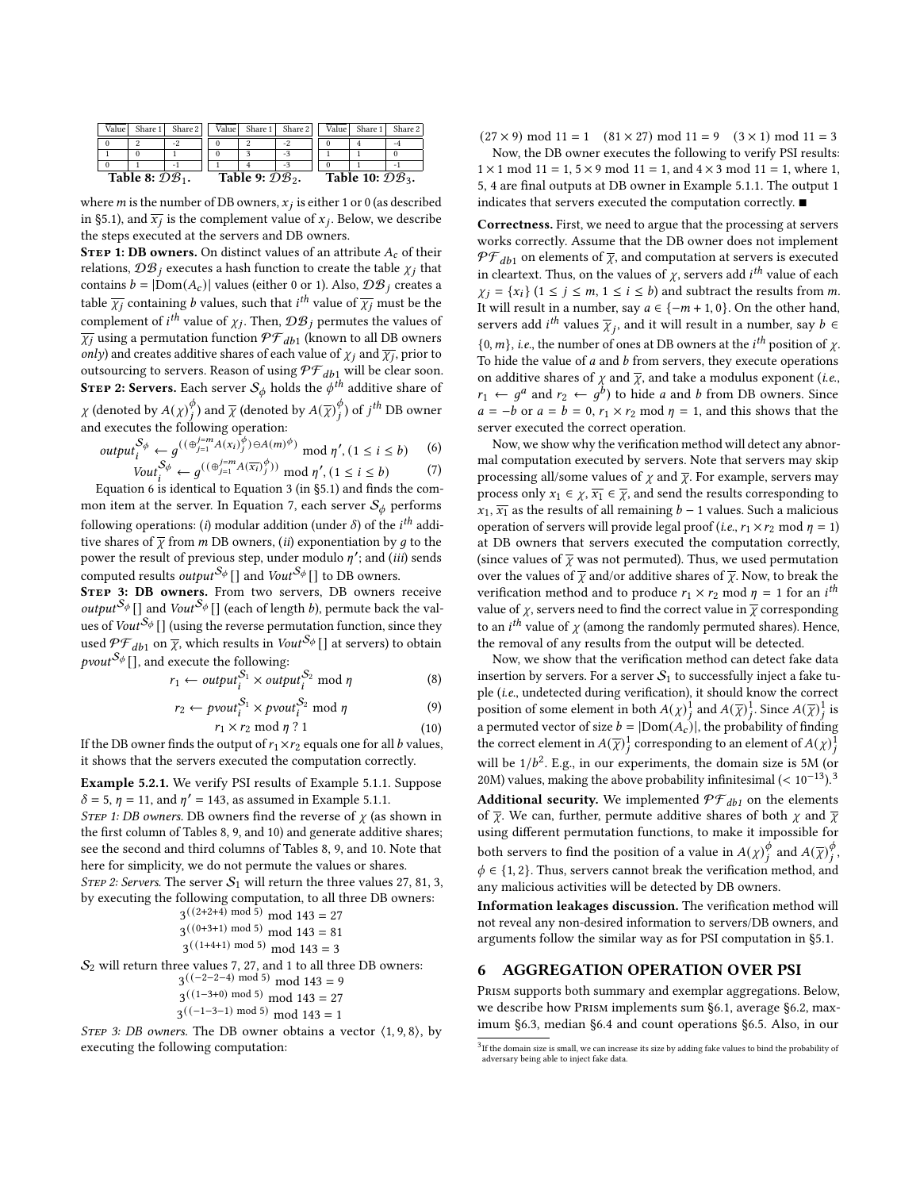| Value | Share 1 | Share 2 |
|---|---|---|
| 0 | 2 | -2 |
| 1 | 0 | 1 |
| 0 | 1 | -1 |

**Table 8:** $\mathcal{DB}_1$.

| Value | Share 1 | Share 2 |
|---|---|---|
| 0 | 2 | -2 |
| 0 | 3 | -3 |
| 1 | 4 | -3 |

**Table 9:** $\mathcal{DB}_2$.

| Value | Share 1 | Share 2 |
|---|---|---|
| 0 | 4 | -4 |
| 1 | 1 | 0 |
| 0 | 1 | -1 |

**Table 10:** $\mathcal{DB}_3$.

where $m$ is the number of DB owners, $x_j$ is either 1 or 0 (as described in §5.1), and $\overline{x_j}$ is the complement value of $x_j$. Below, we describe the steps executed at the servers and DB owners.

**Step 1: DB owners.** On distinct values of an attribute $A_c$ of their relations, $\mathcal{DB}_j$ executes a hash function to create the table $\chi_j$ that contains $b = |\text{Dom}(A_c)|$ values (either 0 or 1). Also, $\mathcal{DB}_j$ creates a table $\overline{\chi_j}$ containing $b$ values, such that $i^{th}$ value of $\overline{\chi_j}$ must be the complement of $i^{th}$ value of $\chi_j$. Then, $\mathcal{DB}_j$ permutes the values of $\overline{\chi_j}$ using a permutation function $\mathcal{PF}_{db1}$ (known to all DB owners *only*) and creates additive shares of each value of $\chi_j$ and $\overline{\chi_j}$, prior to outsourcing to servers. Reason of using $\mathcal{PF}_{db1}$ will be clear soon.

**Step 2: Servers.** Each server $\mathcal{S}_\phi$ holds the $\phi^{th}$ additive share of $\chi$ (denoted by $A(\chi)_j^\phi$) and $\overline{\chi}$ (denoted by $A(\overline{\chi})_j^\phi$) of $j^{th}$ DB owner and executes the following operation:

$$output_i^{\mathcal{S}_\phi} \leftarrow g^{((\oplus_{j=1}^{j=m} A(x_i)_j^\phi)\ominus A(m)^\phi)} \bmod \eta', (1 \leq i \leq b) \quad (6)$$

$$Vout_i^{\mathcal{S}_\phi} \leftarrow g^{((\oplus_{j=1}^{j=m} A(\overline{x_i})_j^\phi))} \bmod \eta', (1 \leq i \leq b) \quad (7)$$

Equation 6 is identical to Equation 3 (in §5.1) and finds the common item at the server. In Equation 7, each server $\mathcal{S}_\phi$ performs following operations: (*i*) modular addition (under $\delta$) of the $i^{th}$ additive shares of $\overline{\chi}$ from $m$ DB owners, (*ii*) exponentiation by $g$ to the power the result of previous step, under modulo $\eta'$; and (*iii*) sends computed results $output^{\mathcal{S}_\phi}[]$ and $Vout^{\mathcal{S}_\phi}[]$ to DB owners.

**Step 3: DB owners.** From two servers, DB owners receive $output^{\mathcal{S}_\phi}[]$ and $Vout^{\mathcal{S}_\phi}[]$ (each of length $b$), permute back the values of $Vout^{\mathcal{S}_\phi}[]$ (using the reverse permutation function, since they used $\mathcal{PF}_{db1}$ on $\overline{\chi}$, which results in $Vout^{\mathcal{S}_\phi}[]$ at servers) to obtain $pvout^{\mathcal{S}_\phi}[]$, and execute the following:

$$r_1 \leftarrow output_i^{\mathcal{S}_1} \times output_i^{\mathcal{S}_2} \bmod \eta \quad (8)$$

$$r_2 \leftarrow pvout_i^{\mathcal{S}_1} \times pvout_i^{\mathcal{S}_2} \bmod \eta \quad (9)$$

$$r_1 \times r_2 \bmod \eta \ ?\ 1 \quad (10)$$

If the DB owner finds the output of $r_1 \times r_2$ equals one for all $b$ values, it shows that the servers executed the computation correctly.

**Example 5.2.1.** We verify PSI results of Example 5.1.1. Suppose $\delta = 5$, $\eta = 11$, and $\eta' = 143$, as assumed in Example 5.1.1.

*Step 1: DB owners.* DB owners find the reverse of $\chi$ (as shown in the first column of Tables 8, 9, and 10) and generate additive shares; see the second and third columns of Tables 8, 9, and 10. Note that here for simplicity, we do not permute the values or shares.

*Step 2: Servers.* The server $\mathcal{S}_1$ will return the three values 27, 81, 3, by executing the following computation, to all three DB owners:

$$3^{((2+2+4) \bmod 5)} \bmod 143 = 27$$
$$3^{((0+3+1) \bmod 5)} \bmod 143 = 81$$
$$3^{((1+4+1) \bmod 5)} \bmod 143 = 3$$

$\mathcal{S}_2$ will return three values 7, 27, and 1 to all three DB owners:

$$3^{((-2-2-4) \bmod 5)} \bmod 143 = 9$$
$$3^{((1-3+0) \bmod 5)} \bmod 143 = 27$$
$$3^{((-1-3-1) \bmod 5)} \bmod 143 = 1$$

*Step 3: DB owners.* The DB owner obtains a vector $\langle 1, 9, 8 \rangle$, by executing the following computation:

$$(27 \times 9) \bmod 11 = 1 \quad (81 \times 27) \bmod 11 = 9 \quad (3 \times 1) \bmod 11 = 3$$

Now, the DB owner executes the following to verify PSI results: $1 \times 1 \bmod 11 = 1$, $5 \times 9 \bmod 11 = 1$, and $4 \times 3 \bmod 11 = 1$, where 1, 5, 4 are final outputs at DB owner in Example 5.1.1. The output 1 indicates that servers executed the computation correctly. ■

**Correctness.** First, we need to argue that the processing at servers works correctly. Assume that the DB owner does not implement $\mathcal{PF}_{db1}$ on elements of $\overline{\chi}$, and computation at servers is executed in cleartext. Thus, on the values of $\chi$, servers add $i^{th}$ value of each $\chi_j = \{x_i\}$ $(1 \leq j \leq m, 1 \leq i \leq b)$ and subtract the results from $m$. It will result in a number, say $a \in \{-m+1, 0\}$. On the other hand, servers add $i^{th}$ values $\overline{\chi}_j$, and it will result in a number, say $b \in \{0, m\}$, *i.e.*, the number of ones at DB owners at the $i^{th}$ position of $\chi$. To hide the value of $a$ and $b$ from servers, they execute operations on additive shares of $\chi$ and $\overline{\chi}$, and take a modulus exponent (*i.e.*, $r_1 \leftarrow g^a$ and $r_2 \leftarrow g^b$) to hide $a$ and $b$ from DB owners. Since $a = -b$ or $a = b = 0$, $r_1 \times r_2 \bmod \eta = 1$, and this shows that the server executed the correct operation.

Now, we show why the verification method will detect any abnormal computation executed by servers. Note that servers may skip processing all/some values of $\chi$ and $\overline{\chi}$. For example, servers may process only $x_1 \in \chi$, $\overline{x_1} \in \overline{\chi}$, and send the results corresponding to $x_1$, $\overline{x_1}$ as the results of all remaining $b-1$ values. Such a malicious operation of servers will provide legal proof (*i.e.*, $r_1 \times r_2 \bmod \eta = 1$) at DB owners that servers executed the computation correctly, (since values of $\overline{\chi}$ was not permuted). Thus, we used permutation over the values of $\overline{\chi}$ and/or additive shares of $\overline{\chi}$. Now, to break the verification method and to produce $r_1 \times r_2 \bmod \eta = 1$ for an $i^{th}$ value of $\chi$, servers need to find the correct value in $\overline{\chi}$ corresponding to an $i^{th}$ value of $\chi$ (among the randomly permuted shares). Hence, the removal of any results from the output will be detected.

Now, we show that the verification method can detect fake data insertion by servers. For a server $\mathcal{S}_1$ to successfully inject a fake tuple (*i.e.*, undetected during verification), it should know the correct position of some element in both $A(\chi)_j^1$ and $A(\overline{\chi})_j^1$. Since $A(\overline{\chi})_j^1$ is a permuted vector of size $b = |\text{Dom}(A_c)|$, the probability of finding the correct element in $A(\overline{\chi})_j^1$ corresponding to an element of $A(\chi)_j^1$ will be $1/b^2$. E.g., in our experiments, the domain size is 5M (or 20M) values, making the above probability infinitesimal ($< 10^{-13}$).[3]

**Additional security.** We implemented $\mathcal{PF}_{db1}$ on the elements of $\overline{\chi}$. We can, further, permute additive shares of both $\chi$ and $\overline{\chi}$ using different permutation functions, to make it impossible for both servers to find the position of a value in $A(\chi)_j^\phi$ and $A(\overline{\chi})_j^\phi$, $\phi \in \{1, 2\}$. Thus, servers cannot break the verification method, and any malicious activities will be detected by DB owners.

**Information leakages discussion.** The verification method will not reveal any non-desired information to servers/DB owners, and arguments follow the similar way as for PSI computation in §5.1.

# 6 AGGREGATION OPERATION OVER PSI

Prism supports both summary and exemplar aggregations. Below, we describe how Prism implements sum §6.1, average §6.2, maximum §6.3, median §6.4 and count operations §6.5. Also, in our

[3] If the domain size is small, we can increase its size by adding fake values to bind the probability of adversary being able to inject fake data.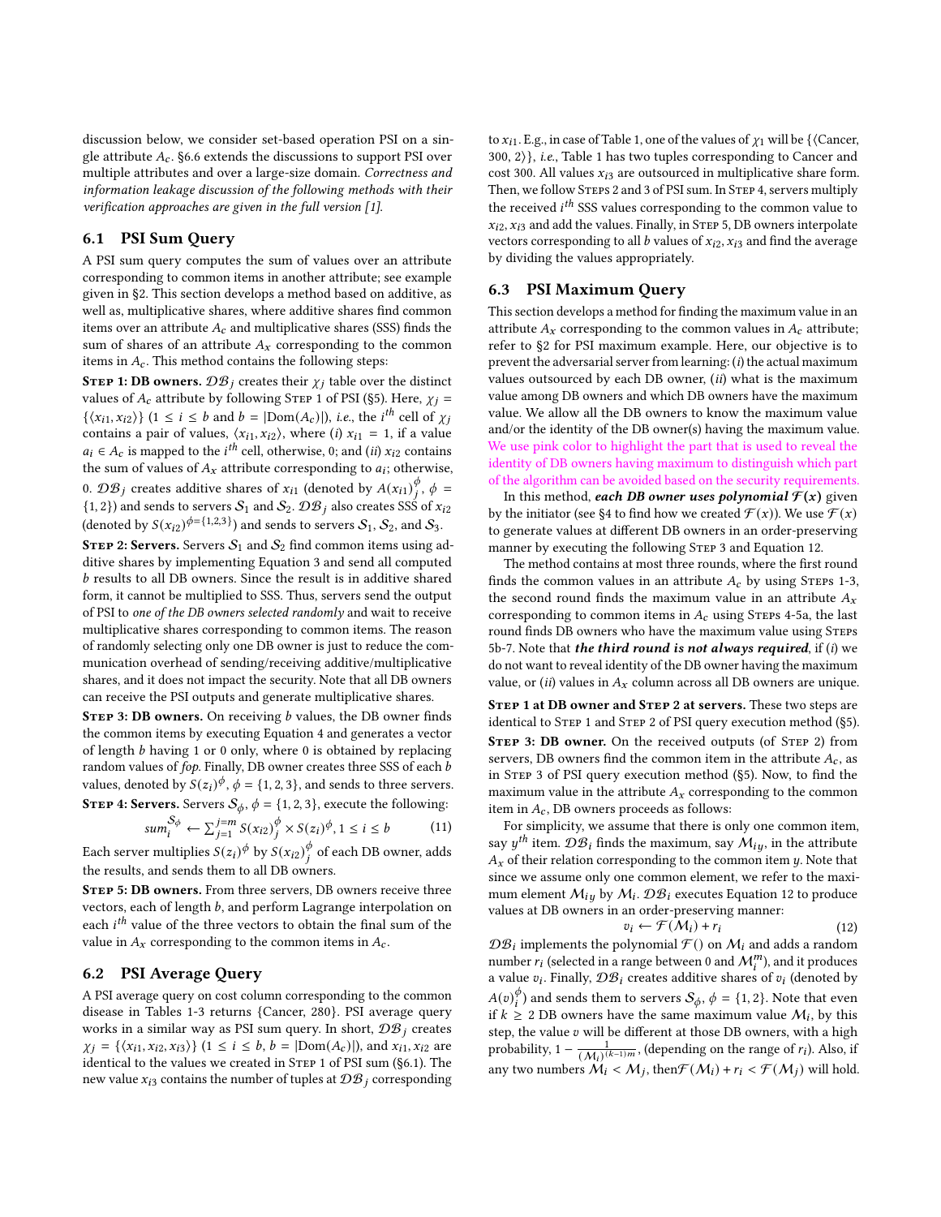discussion below, we consider set-based operation PSI on a single attribute $A_c$. §6.6 extends the discussions to support PSI over multiple attributes and over a large-size domain. *Correctness and information leakage discussion of the following methods with their verification approaches are given in the full version [1].*

## 6.1 PSI Sum Query

A PSI sum query computes the sum of values over an attribute corresponding to common items in another attribute; see example given in §2. This section develops a method based on additive, as well as, multiplicative shares, where additive shares find common items over an attribute $A_c$ and multiplicative shares (SSS) finds the sum of shares of an attribute $A_x$ corresponding to the common items in $A_c$. This method contains the following steps:

**Step 1: DB owners.** $\mathcal{DB}_j$ creates their $\chi_j$ table over the distinct values of $A_c$ attribute by following Step 1 of PSI (§5). Here, $\chi_j = \{\langle x_{i1}, x_{i2}\rangle\}$ ($1 \leq i \leq b$ and $b = |\text{Dom}(A_c)|$), *i.e.*, the $i^{th}$ cell of $\chi_j$ contains a pair of values, $\langle x_{i1}, x_{i2}\rangle$, where (*i*) $x_{i1} = 1$, if a value $a_i \in A_c$ is mapped to the $i^{th}$ cell, otherwise, 0; and (*ii*) $x_{i2}$ contains the sum of values of $A_x$ attribute corresponding to $a_i$; otherwise, 0. $\mathcal{DB}_j$ creates additive shares of $x_{i1}$ (denoted by $A(x_{i1})_j^{\phi}$, $\phi = \{1,2\}$) and sends to servers $\mathcal{S}_1$ and $\mathcal{S}_2$. $\mathcal{DB}_j$ also creates SSS of $x_{i2}$ (denoted by $S(x_{i2})^{\phi=\{1,2,3\}}$) and sends to servers $\mathcal{S}_1$, $\mathcal{S}_2$, and $\mathcal{S}_3$.

**Step 2: Servers.** Servers $\mathcal{S}_1$ and $\mathcal{S}_2$ find common items using additive shares by implementing Equation 3 and send all computed $b$ results to all DB owners. Since the result is in additive shared form, it cannot be multiplied to SSS. Thus, servers send the output of PSI to *one of the DB owners selected randomly* and wait to receive multiplicative shares corresponding to common items. The reason of randomly selecting only one DB owner is just to reduce the communication overhead of sending/receiving additive/multiplicative shares, and it does not impact the security. Note that all DB owners can receive the PSI outputs and generate multiplicative shares.

**Step 3: DB owners.** On receiving $b$ values, the DB owner finds the common items by executing Equation 4 and generates a vector of length $b$ having 1 or 0 only, where 0 is obtained by replacing random values of *fop*. Finally, DB owner creates three SSS of each $b$ values, denoted by $S(z_i)^{\phi}$, $\phi = \{1,2,3\}$, and sends to three servers.

**Step 4: Servers.** Servers $\mathcal{S}_\phi$, $\phi = \{1,2,3\}$, execute the following:

$$sum_i^{\mathcal{S}_\phi} \leftarrow \sum_{j=1}^{j=m} S(x_{i2})_j^{\phi} \times S(z_i)^{\phi}, 1 \leq i \leq b \tag{11}$$

Each server multiplies $S(z_i)^{\phi}$ by $S(x_{i2})_j^{\phi}$ of each DB owner, adds the results, and sends them to all DB owners.

**Step 5: DB owners.** From three servers, DB owners receive three vectors, each of length $b$, and perform Lagrange interpolation on each $i^{th}$ value of the three vectors to obtain the final sum of the value in $A_x$ corresponding to the common items in $A_c$.

## 6.2 PSI Average Query

A PSI average query on cost column corresponding to the common disease in Tables 1-3 returns {Cancer, 280}. PSI average query works in a similar way as PSI sum query. In short, $\mathcal{DB}_j$ creates $\chi_j = \{\langle x_{i1}, x_{i2}, x_{i3}\rangle\}$ ($1 \leq i \leq b$, $b = |\text{Dom}(A_c)|$), and $x_{i1}, x_{i2}$ are identical to the values we created in Step 1 of PSI sum (§6.1). The new value $x_{i3}$ contains the number of tuples at $\mathcal{DB}_j$ corresponding to $x_{i1}$. E.g., in case of Table 1, one of the values of $\chi_1$ will be $\{\langle$Cancer, 300, 2$\rangle\}$, *i.e.*, Table 1 has two tuples corresponding to Cancer and cost 300. All values $x_{i3}$ are outsourced in multiplicative share form. Then, we follow Steps 2 and 3 of PSI sum. In Step 4, servers multiply the received $i^{th}$ SSS values corresponding to the common value to $x_{i2}, x_{i3}$ and add the values. Finally, in Step 5, DB owners interpolate vectors corresponding to all $b$ values of $x_{i2}, x_{i3}$ and find the average by dividing the values appropriately.

## 6.3 PSI Maximum Query

This section develops a method for finding the maximum value in an attribute $A_x$ corresponding to the common values in $A_c$ attribute; refer to §2 for PSI maximum example. Here, our objective is to prevent the adversarial server from learning: (*i*) the actual maximum values outsourced by each DB owner, (*ii*) what is the maximum value among DB owners and which DB owners have the maximum value. We allow all the DB owners to know the maximum value and/or the identity of the DB owner(s) having the maximum value. We use pink color to highlight the part that is used to reveal the identity of DB owners having maximum to distinguish which part of the algorithm can be avoided based on the security requirements.

In this method, ***each DB owner uses polynomial $\mathcal{F}(x)$*** given by the initiator (see §4 to find how we created $\mathcal{F}(x)$). We use $\mathcal{F}(x)$ to generate values at different DB owners in an order-preserving manner by executing the following Step 3 and Equation 12.

The method contains at most three rounds, where the first round finds the common values in an attribute $A_c$ by using Steps 1-3, the second round finds the maximum value in an attribute $A_x$ corresponding to common items in $A_c$ using Steps 4-5a, the last round finds DB owners who have the maximum value using Steps 5b-7. Note that ***the third round is not always required***, if (*i*) we do not want to reveal identity of the DB owner having the maximum value, or (*ii*) values in $A_x$ column across all DB owners are unique.

**Step 1 at DB owner and Step 2 at servers.** These two steps are identical to Step 1 and Step 2 of PSI query execution method (§5).

**Step 3: DB owner.** On the received outputs (of Step 2) from servers, DB owners find the common item in the attribute $A_c$, as in Step 3 of PSI query execution method (§5). Now, to find the maximum value in the attribute $A_x$ corresponding to the common item in $A_c$, DB owners proceeds as follows:

For simplicity, we assume that there is only one common item, say $y^{th}$ item. $\mathcal{DB}_i$ finds the maximum, say $\mathcal{M}_{iy}$, in the attribute $A_x$ of their relation corresponding to the common item $y$. Note that since we assume only one common element, we refer to the maximum element $\mathcal{M}_{iy}$ by $\mathcal{M}_i$. $\mathcal{DB}_i$ executes Equation 12 to produce values at DB owners in an order-preserving manner:

$$v_i \leftarrow \mathcal{F}(\mathcal{M}_i) + r_i \tag{12}$$

$\mathcal{DB}_i$ implements the polynomial $\mathcal{F}()$ on $\mathcal{M}_i$ and adds a random number $r_i$ (selected in a range between 0 and $\mathcal{M}_i^m$), and it produces a value $v_i$. Finally, $\mathcal{DB}_i$ creates additive shares of $v_i$ (denoted by $A(v)_i^{\phi}$) and sends them to servers $\mathcal{S}_\phi$, $\phi = \{1,2\}$. Note that even if $k \geq 2$ DB owners have the same maximum value $\mathcal{M}_i$, by this step, the value $v$ will be different at those DB owners, with a high probability, $1 - \frac{1}{(\mathcal{M}_i)^{(k-1)m}}$, (depending on the range of $r_i$). Also, if any two numbers $\mathcal{M}_i < \mathcal{M}_j$, then $\mathcal{F}(\mathcal{M}_i) + r_i < \mathcal{F}(\mathcal{M}_j)$ will hold.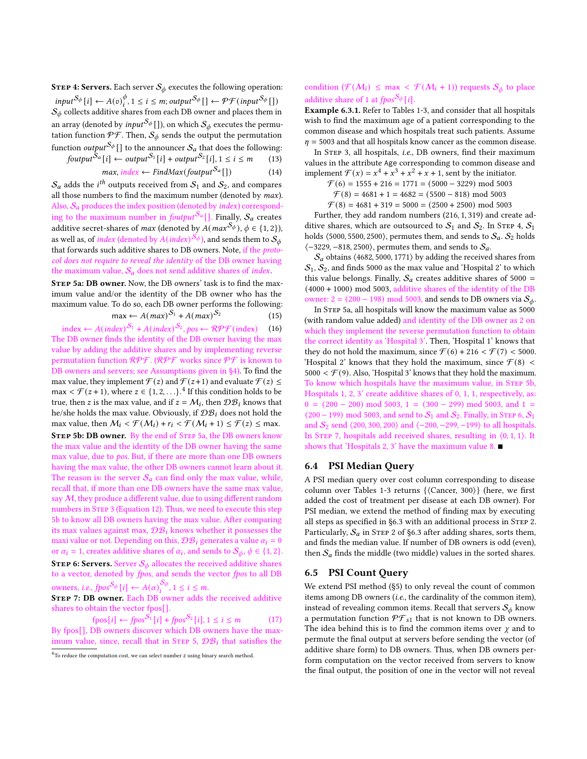**Step 4: Servers.** Each server $\mathcal{S}_\phi$ executes the following operation: $input^{\mathcal{S}_\phi}[i] \leftarrow A(v)_i^\phi, 1 \leq i \leq m$; $output^{\mathcal{S}_\phi}[] \leftarrow \mathcal{PF}(input^{\mathcal{S}_\phi}[])$

$\mathcal{S}_\phi$ collects additive shares from each DB owner and places them in an array (denoted by $input^{\mathcal{S}_\phi}[]$), on which $\mathcal{S}_\phi$ executes the permutation function $\mathcal{PF}$. Then, $\mathcal{S}_\phi$ sends the output the permutation function $output^{\mathcal{S}_\phi}[]$ to the announcer $\mathcal{S}_a$ that does the following:

$$foutput^{\mathcal{S}_a}[i] \leftarrow output^{\mathcal{S}_1}[i] + output^{\mathcal{S}_2}[i], 1 \leq i \leq m \quad (13)$$

$$max, index \leftarrow FindMax(foutput^{\mathcal{S}_a}[]) \quad (14)$$

$\mathcal{S}_a$ adds the $i^{th}$ outputs received from $\mathcal{S}_1$ and $\mathcal{S}_2$, and compares all those numbers to find the maximum number (denoted by *max*). Also, $\mathcal{S}_a$ produces the index position (denoted by *index*) corresponding to the maximum number in $foutput^{\mathcal{S}_a}[]$. Finally, $\mathcal{S}_a$ creates additive secret-shares of *max* (denoted by $A(max^{\mathcal{S}_\phi})$, $\phi \in \{1, 2\}$), as well as, of *index* (denoted by $A(index)^{\mathcal{S}_\phi}$), and sends them to $\mathcal{S}_\phi$ that forwards such additive shares to DB owners. Note, if the *protocol does not require to reveal the identity* of the DB owner having the maximum value, $\mathcal{S}_a$ does not send additive shares of *index*.

**Step 5a: DB owner.** Now, the DB owners' task is to find the maximum value and/or the identity of the DB owner who has the maximum value. To do so, each DB owner performs the following:

$$\max \leftarrow A(max)^{\mathcal{S}_1} + A(max)^{\mathcal{S}_2} \quad (15)$$

$$\text{index} \leftarrow A(index)^{\mathcal{S}_1} + A(index)^{\mathcal{S}_2}, pos \leftarrow \mathcal{RPF}(\text{index}) \quad (16)$$

The DB owner finds the identity of the DB owner having the max value by adding the additive shares and by implementing reverse permutation function $\mathcal{RPF}$. ($\mathcal{RPF}$ works since $\mathcal{PF}$ is known to DB owners and servers; see Assumptions given in §4). To find the max value, they implement $\mathcal{F}(z)$ and $\mathcal{F}(z+1)$ and evaluate $\mathcal{F}(z) \leq \max < \mathcal{F}(z+1)$, where $z \in \{1, 2, \ldots\}$.[4] If this condition holds to be true, then $z$ is the max value, and if $z = \mathcal{M}_i$, then $\mathcal{DB}_i$ knows that he/she holds the max value. Obviously, if $\mathcal{DB}_i$ does not hold the max value, then $\mathcal{M}_i < \mathcal{F}(\mathcal{M}_i) + r_i < \mathcal{F}(\mathcal{M}_i + 1) \leq \mathcal{F}(z) \leq \max$.

**Step 5b: DB owner.** By the end of Step 5a, the DB owners know the max value and the identity of the DB owner having the same max value, due to *pos*. But, if there are more than one DB owners having the max value, the other DB owners cannot learn about it. The reason is: the server $\mathcal{S}_a$ can find only the max value, while, recall that, if more than one DB owners have the same max value, say $\mathcal{M}$, they produce a different value, due to using different random numbers in Step 3 (Equation 12). Thus, we need to execute this step 5b to know all DB owners having the max value. After comparing its max values against max, $\mathcal{DB}_i$ knows whether it possesses the maxi value or not. Depending on this, $\mathcal{DB}_i$ generates a value $\alpha_i = 0$ or $\alpha_i = 1$, creates additive shares of $\alpha_i$, and sends to $\mathcal{S}_\phi$, $\phi \in \{1, 2\}$.

**Step 6: Servers.** Server $\mathcal{S}_\phi$ allocates the received additive shares to a vector, denoted by *fpos*, and sends the vector *fpos* to all DB owners, *i.e.*, $fpos^{\mathcal{S}_\phi}[i] \leftarrow A(\alpha)_i^{\mathcal{S}_\phi}, 1 \leq i \leq m$.

**Step 7: DB owner.** Each DB owner adds the received additive shares to obtain the vector fpos[].

$$\text{fpos}[i] \leftarrow fpos^{\mathcal{S}_1}[i] + fpos^{\mathcal{S}_2}[i], 1 \leq i \leq m \quad (17)$$

By fpos[], DB owners discover which DB owners have the maximum value, since, recall that in Step 5, $\mathcal{DB}_i$ that satisfies the condition ($\mathcal{F}(\mathcal{M}_i) \leq \max < \mathcal{F}(\mathcal{M}_i + 1)$) requests $\mathcal{S}_\phi$ to place additive share of 1 at $fpos^{\mathcal{S}_\phi}[i]$.

**Example 6.3.1.** Refer to Tables 1-3, and consider that all hospitals wish to find the maximum age of a patient corresponding to the common disease and which hospitals treat such patients. Assume $\eta = 5003$ and that all hospitals know cancer as the common disease.

In Step 3, all hospitals, *i.e.*, DB owners, find their maximum values in the attribute Age corresponding to common disease and implement $\mathcal{F}(x) = x^4 + x^3 + x^2 + x + 1$, sent by the initiator.

$$\mathcal{F}(6) = 1555 + 216 = 1771 = (5000 - 3229) \bmod 5003$$
$$\mathcal{F}(8) = 4681 + 1 = 4682 = (5500 - 818) \bmod 5003$$
$$\mathcal{F}(8) = 4681 + 319 = 5000 = (2500 + 2500) \bmod 5003$$

Further, they add random numbers (216, 1, 319) and create additive shares, which are outsourced to $\mathcal{S}_1$ and $\mathcal{S}_2$. In Step 4, $\mathcal{S}_1$ holds $\langle 5000, 5500, 2500\rangle$, permutes them, and sends to $\mathcal{S}_a$. $\mathcal{S}_2$ holds $\langle -3229, -818, 2500\rangle$, permutes them, and sends to $\mathcal{S}_a$.

$\mathcal{S}_a$ obtains $\langle 4682, 5000, 1771\rangle$ by adding the received shares from $\mathcal{S}_1$, $\mathcal{S}_2$, and finds 5000 as the max value and 'Hospital 2' to which this value belongs. Finally, $\mathcal{S}_a$ creates additive shares of $5000 = (4000 + 1000) \bmod 5003$, additive shares of the identity of the DB owner: $2 = (200 - 198) \bmod 5003$, and sends to DB owners via $\mathcal{S}_\phi$.

In Step 5a, all hospitals will know the maximum value as 5000 (with random value added) and identity of the DB owner as 2 on which they implement the reverse permutation function to obtain the correct identity as 'Hospital 3'. Then, 'Hospital 1' knows that they do not hold the maximum, since $\mathcal{F}(6) + 216 < \mathcal{F}(7) < 5000$. 'Hospital 2' knows that they hold the maximum, since $\mathcal{F}(8) < 5000 < \mathcal{F}(9)$. Also, 'Hospital 3' knows that they hold the maximum. To know which hospitals have the maximum value, in Step 5b, Hospitals 1, 2, 3' create additive shares of 0, 1, 1, respectively, as: $0 = (200 - 200) \bmod 5003$, $1 = (300 - 299) \bmod 5003$, and $1 = (200 - 199) \bmod 5003$, and send to $\mathcal{S}_1$ and $\mathcal{S}_2$. Finally, in Step 6, $\mathcal{S}_1$ and $\mathcal{S}_2$ send $\langle 200, 300, 200\rangle$ and $\langle -200, -299, -199\rangle$ to all hospitals. In Step 7, hospitals add received shares, resulting in $\langle 0, 1, 1\rangle$. It shows that 'Hospitals 2, 3' have the maximum value 8. ■

## 6.4 PSI Median Query

A PSI median query over cost column corresponding to disease column over Tables 1-3 returns $\{\langle \text{Cancer}, 300\rangle\}$ (here, we first added the cost of treatment per disease at each DB owner). For PSI median, we extend the method of finding max by executing all steps as specified in §6.3 with an additional process in Step 2. Particularly, $\mathcal{S}_a$ in Step 2 of §6.3 after adding shares, sorts them, and finds the median value. If number of DB owners is odd (even), then $\mathcal{S}_a$ finds the middle (two middle) values in the sorted shares.

## 6.5 PSI Count Query

We extend PSI method (§5) to only reveal the count of common items among DB owners (*i.e.*, the cardinality of the common item), instead of revealing common items. Recall that servers $\mathcal{S}_\phi$ know a permutation function $\mathcal{PF}_{s1}$ that is not known to DB owners. The idea behind this is to find the common items over $\chi$ and to permute the final output at servers before sending the vector (of additive share form) to DB owners. Thus, when DB owners perform computation on the vector received from servers to know the final output, the position of one in the vector will not reveal

[4] To reduce the computation cost, we can select number $z$ using binary search method.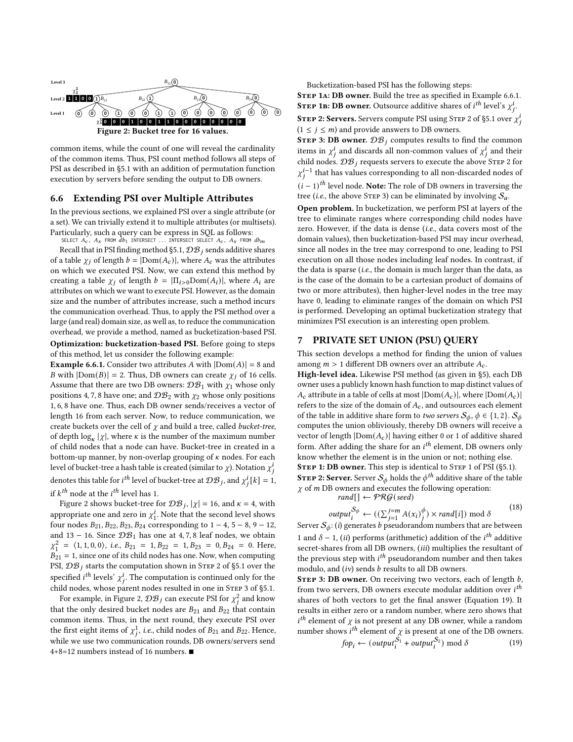Figure 2: Bucket tree for 16 values.

common items, while the count of one will reveal the cardinality of the common items. Thus, PSI count method follows all steps of PSI as described in §5.1 with an addition of permutation function execution by servers before sending the output to DB owners.

## 6.6 Extending PSI over Multiple Attributes

In the previous sections, we explained PSI over a single attribute (or a set). We can trivially extend it to multiple attributes (or multisets). Particularly, such a query can be express in SQL as follows:

```
SELECT Ac, Ax FROM db1 INTERSECT ... INTERSECT SELECT Ac, Ax FROM dbm
```

Recall that in PSI finding method §5.1, $\mathcal{DB}_j$ sends additive shares of a table $\chi_j$ of length $b = |\text{Dom}(A_c)|$, where $A_c$ was the attributes on which we executed PSI. Now, we can extend this method by creating a table $\chi_j$ of length $b = |\Pi_{i>0}\text{Dom}(A_i)|$, where $A_i$ are attributes on which we want to execute PSI. However, as the domain size and the number of attributes increase, such a method incurs the communication overhead. Thus, to apply the PSI method over a large (and real) domain size, as well as, to reduce the communication overhead, we provide a method, named as bucketization-based PSI.

**Optimization: bucketization-based PSI.** Before going to steps of this method, let us consider the following example:

**Example 6.6.1.** Consider two attributes $A$ with $|\text{Dom}(A)| = 8$ and $B$ with $|\text{Dom}(B)| = 2$. Thus, DB owners can create $\chi_j$ of 16 cells. Assume that there are two DB owners: $\mathcal{DB}_1$ with $\chi_1$ whose only positions 4, 7, 8 have one; and $\mathcal{DB}_2$ with $\chi_2$ whose only positions 1, 6, 8 have one. Thus, each DB owner sends/receives a vector of length 16 from each server. Now, to reduce communication, we create buckets over the cell of $\chi$ and build a tree, called *bucket-tree*, of depth $\log_\kappa |\chi|$, where $\kappa$ is the number of the maximum number of child nodes that a node can have. Bucket-tree in created in a bottom-up manner, by non-overlap grouping of $\kappa$ nodes. For each level of bucket-tree a hash table is created (similar to $\chi$). Notation $\chi_j^i$ denotes this table for $i^{th}$ level of bucket-tree at $\mathcal{DB}_j$, and $\chi_j^i[k] = 1$, if $k^{th}$ node at the $i^{th}$ level has 1.

Figure 2 shows bucket-tree for $\mathcal{DB}_j$, $|\chi| = 16$, and $\kappa = 4$, with appropriate one and zero in $\chi_1^i$. Note that the second level shows four nodes $B_{21}, B_{22}, B_{23}, B_{24}$ corresponding to $1-4$, $5-8$, $9-12$, and $13-16$. Since $\mathcal{DB}_1$ has one at 4, 7, 8 leaf nodes, we obtain $\chi_1^2 = \langle 1, 1, 0, 0 \rangle$, *i.e.*, $B_{21} = 1, B_{22} = 1, B_{23} = 0, B_{24} = 0$. Here, $B_{21} = 1$, since one of its child nodes has one. Now, when computing PSI, $\mathcal{DB}_j$ starts the computation shown in Step 2 of §5.1 over the specified $i^{th}$ levels' $\chi_j^i$. The computation is continued only for the child nodes, whose parent nodes resulted in one in Step 3 of §5.1.

For example, in Figure 2, $\mathcal{DB}_j$ can execute PSI for $\chi_j^2$ and know that the only desired bucket nodes are $B_{21}$ and $B_{22}$ that contain common items. Thus, in the next round, they execute PSI over the first eight items of $\chi_j^1$, *i.e.*, child nodes of $B_{21}$ and $B_{22}$. Hence, while we use two communication rounds, DB owners/servers send 4+8=12 numbers instead of 16 numbers. ∎

Bucketization-based PSI has the following steps:

**Step 1a: DB owner.** Build the tree as specified in Example 6.6.1.

**Step 1b: DB owner.** Outsource additive shares of $i^{th}$ level's $\chi_j^i$.

**Step 2: Servers.** Servers compute PSI using Step 2 of §5.1 over $\chi_j^i$ ($1 \leq j \leq m$) and provide answers to DB owners.

**Step 3: DB owner.** $\mathcal{DB}_j$ computes results to find the common items in $\chi_j^i$ and discards all non-common values of $\chi_j^i$ and their child nodes. $\mathcal{DB}_j$ requests servers to execute the above Step 2 for $\chi_j^{i-1}$ that has values corresponding to all non-discarded nodes of $(i-1)^{th}$ level node. **Note:** The role of DB owners in traversing the tree (*i.e.*, the above Step 3) can be eliminated by involving $\mathcal{S}_a$.

**Open problem.** In bucketization, we perform PSI at layers of the tree to eliminate ranges where corresponding child nodes have zero. However, if the data is dense (*i.e.*, data covers most of the domain values), then bucketization-based PSI may incur overhead, since all nodes in the tree may correspond to one, leading to PSI execution on all those nodes including leaf nodes. In contrast, if the data is sparse (*i.e.*, the domain is much larger than the data, as is the case of the domain to be a cartesian product of domains of two or more attributes), then higher-level nodes in the tree may have 0, leading to eliminate ranges of the domain on which PSI is performed. Developing an optimal bucketization strategy that minimizes PSI execution is an interesting open problem.

# 7 PRIVATE SET UNION (PSU) QUERY

This section develops a method for finding the union of values among $m > 1$ different DB owners over an attribute $A_c$.

**High-level idea.** Likewise PSI method (as given in §5), each DB owner uses a publicly known hash function to map distinct values of $A_c$ attribute in a table of cells at most $|\text{Dom}(A_c)|$, where $|\text{Dom}(A_c)|$ refers to the size of the domain of $A_c$, and outsources each element of the table in additive share form to *two servers* $\mathcal{S}_\phi$, $\phi \in \{1, 2\}$. $\mathcal{S}_\phi$ computes the union obliviously, thereby DB owners will receive a vector of length $|\text{Dom}(A_c)|$ having either 0 or 1 of additive shared form. After adding the share for an $i^{th}$ element, DB owners only know whether the element is in the union or not; nothing else.

**Step 1: DB owner.** This step is identical to Step 1 of PSI (§5.1).

**Step 2: Server.** Server $\mathcal{S}_\phi$ holds the $\phi^{th}$ additive share of the table $\chi$ of $m$ DB owners and executes the following operation:

$$rand[] \leftarrow \mathcal{PRG}(seed)$$

$$output_i^{\mathcal{S}_\phi} \leftarrow ((\textstyle\sum_{j=1}^{j=m} A(x_i)_j^\phi) \times rand[i]) \bmod \delta \tag{18}$$

Server $\mathcal{S}_\phi$: (*i*) generates $b$ pseudorandom numbers that are between 1 and $\delta - 1$, (*ii*) performs (arithmetic) addition of the $i^{th}$ additive secret-shares from all DB owners, (*iii*) multiplies the resultant of the previous step with $i^{th}$ pseudorandom number and then takes modulo, and (*iv*) sends $b$ results to all DB owners.

**Step 3: DB owner.** On receiving two vectors, each of length $b$, from two servers, DB owners execute modular addition over $i^{th}$ shares of both vectors to get the final answer (Equation 19). It results in either zero or a random number, where zero shows that $i^{th}$ element of $\chi$ is not present at any DB owner, while a random number shows $i^{th}$ element of $\chi$ is present at one of the DB owners.

$$fop_i \leftarrow (output_i^{\mathcal{S}_1} + output_i^{\mathcal{S}_2}) \bmod \delta \tag{19}$$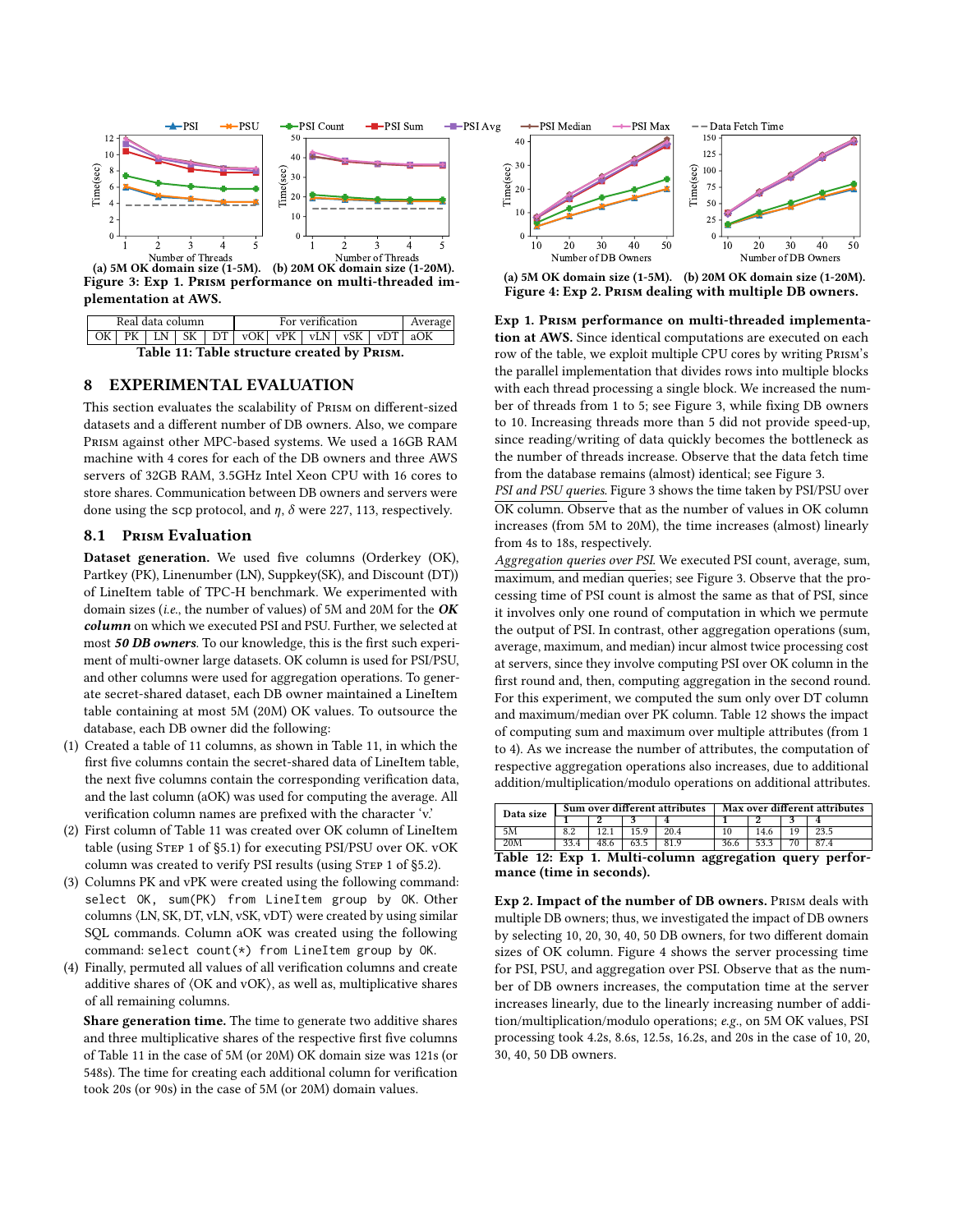Figure 3: Exp 1. Prism performance on multi-threaded implementation at AWS. (a) 5M OK domain size (1-5M). (b) 20M OK domain size (1-20M).

| Real data column | | | | | For verification | | | | | Average |
|---|---|---|---|---|---|---|---|---|---|---|
| OK | PK | LN | SK | DT | vOK | vPK | vLN | vSK | vDT | aOK |

Table 11: Table structure created by Prism.

## 8 EXPERIMENTAL EVALUATION

This section evaluates the scalability of Prism on different-sized datasets and a different number of DB owners. Also, we compare Prism against other MPC-based systems. We used a 16GB RAM machine with 4 cores for each of the DB owners and three AWS servers of 32GB RAM, 3.5GHz Intel Xeon CPU with 16 cores to store shares. Communication between DB owners and servers were done using the scp protocol, and $\eta$, $\delta$ were 227, 113, respectively.

### 8.1 Prism Evaluation

**Dataset generation.** We used five columns (Orderkey (OK), Partkey (PK), Linenumber (LN), Suppkey(SK), and Discount (DT)) of LineItem table of TPC-H benchmark. We experimented with domain sizes (*i.e.*, the number of values) of 5M and 20M for the ***OK column*** on which we executed PSI and PSU. Further, we selected at most ***50 DB owners***. To our knowledge, this is the first such experiment of multi-owner large datasets. OK column is used for PSI/PSU, and other columns were used for aggregation operations. To generate secret-shared dataset, each DB owner maintained a LineItem table containing at most 5M (20M) OK values. To outsource the database, each DB owner did the following:

1. Created a table of 11 columns, as shown in Table 11, in which the first five columns contain the secret-shared data of LineItem table, the next five columns contain the corresponding verification data, and the last column (aOK) was used for computing the average. All verification column names are prefixed with the character 'v.'
2. First column of Table 11 was created over OK column of LineItem table (using Step 1 of §5.1) for executing PSI/PSU over OK. vOK column was created to verify PSI results (using Step 1 of §5.2).
3. Columns PK and vPK were created using the following command: `select OK, sum(PK) from LineItem group by OK`. Other columns ⟨LN, SK, DT, vLN, vSK, vDT⟩ were created by using similar SQL commands. Column aOK was created using the following command: `select count(*) from LineItem group by OK`.
4. Finally, permuted all values of all verification columns and create additive shares of ⟨OK and vOK⟩, as well as, multiplicative shares of all remaining columns.

**Share generation time.** The time to generate two additive shares and three multiplicative shares of the respective first five columns of Table 11 in the case of 5M (or 20M) OK domain size was 121s (or 548s). The time for creating each additional column for verification took 20s (or 90s) in the case of 5M (or 20M) domain values.

Figure 4: Exp 2. Prism dealing with multiple DB owners. (a) 5M OK domain size (1-5M). (b) 20M OK domain size (1-20M).

**Exp 1. Prism performance on multi-threaded implementation at AWS.** Since identical computations are executed on each row of the table, we exploit multiple CPU cores by writing Prism's the parallel implementation that divides rows into multiple blocks with each thread processing a single block. We increased the number of threads from 1 to 5; see Figure 3, while fixing DB owners to 10. Increasing threads more than 5 did not provide speed-up, since reading/writing of data quickly becomes the bottleneck as the number of threads increase. Observe that the data fetch time from the database remains (almost) identical; see Figure 3.

*PSI and PSU queries.* Figure 3 shows the time taken by PSI/PSU over OK column. Observe that as the number of values in OK column increases (from 5M to 20M), the time increases (almost) linearly from 4s to 18s, respectively.

*Aggregation queries over PSI.* We executed PSI count, average, sum, maximum, and median queries; see Figure 3. Observe that the processing time of PSI count is almost the same as that of PSI, since it involves only one round of computation in which we permute the output of PSI. In contrast, other aggregation operations (sum, average, maximum, and median) incur almost twice processing cost at servers, since they involve computing PSI over OK column in the first round and, then, computing aggregation in the second round. For this experiment, we computed the sum only over DT column and maximum/median over PK column. Table 12 shows the impact of computing sum and maximum over multiple attributes (from 1 to 4). As we increase the number of attributes, the computation of respective aggregation operations also increases, due to additional addition/multiplication/modulo operations on additional attributes.

| Data size | Sum over different attributes | | | | Max over different attributes | | | |
|---|---|---|---|---|---|---|---|---|
| | 1 | 2 | 3 | 4 | 1 | 2 | 3 | 4 |
| 5M | 8.2 | 12.1 | 15.9 | 20.4 | 10 | 14.6 | 19 | 23.5 |
| 20M | 33.4 | 48.6 | 63.5 | 81.9 | 36.6 | 53.3 | 70 | 87.4 |

Table 12: Exp 1. Multi-column aggregation query performance (time in seconds).

**Exp 2. Impact of the number of DB owners.** Prism deals with multiple DB owners; thus, we investigated the impact of DB owners by selecting 10, 20, 30, 40, 50 DB owners, for two different domain sizes of OK column. Figure 4 shows the server processing time for PSI, PSU, and aggregation over PSI. Observe that as the number of DB owners increases, the computation time at the server increases linearly, due to the linearly increasing number of addition/multiplication/modulo operations; *e.g.*, on 5M OK values, PSI processing took 4.2s, 8.6s, 12.5s, 16.2s, and 20s in the case of 10, 20, 30, 40, 50 DB owners.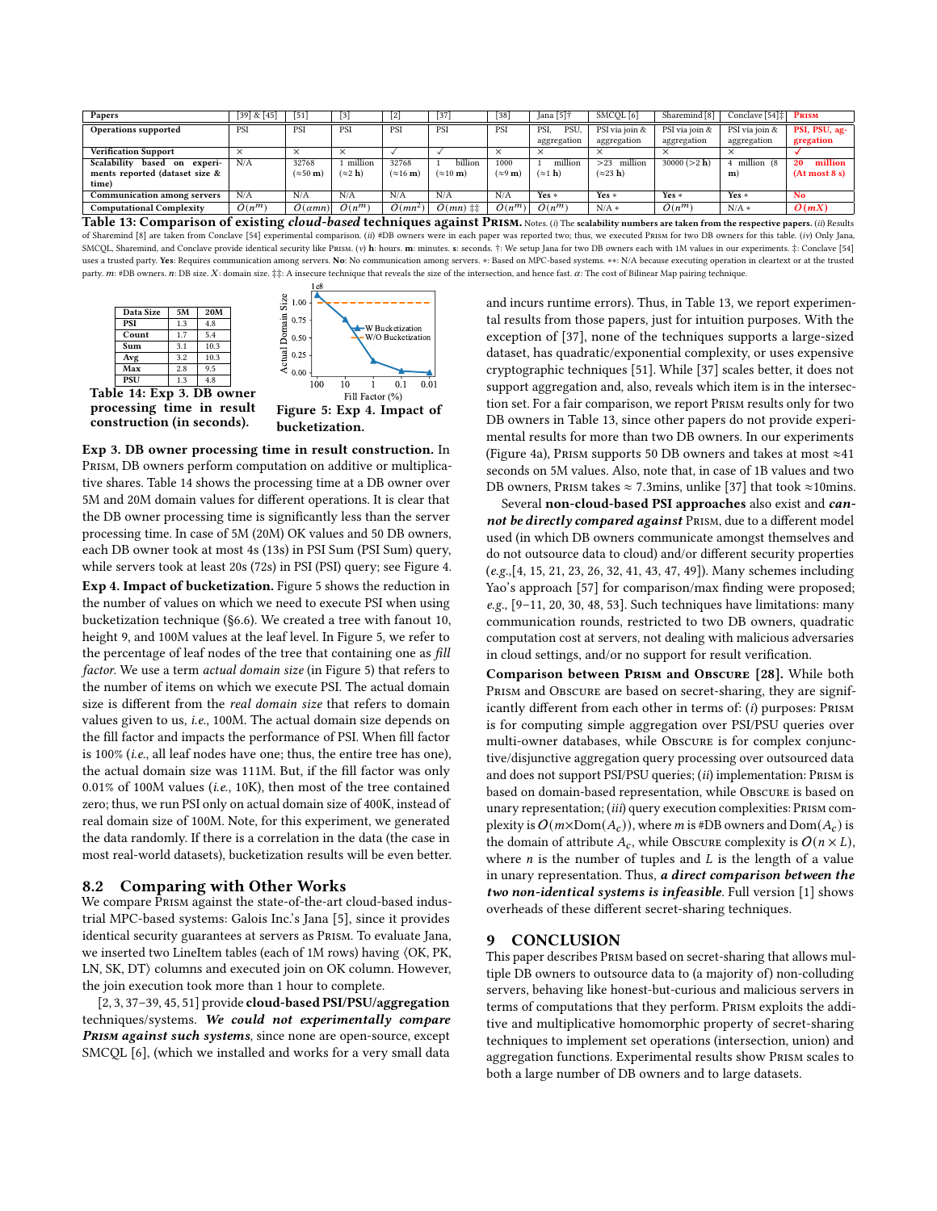| Papers | [39] & [45] | [51] | [3] | [2] | [37] | [38] | Jana [5]† | SMCQL [6] | Sharemind [8] | Conclave [54]‡ | Prism |
|---|---|---|---|---|---|---|---|---|---|---|---|
| Operations supported | PSI | PSI | PSI | PSI | PSI | PSI | PSI, PSU, aggregation | PSI via join & aggregation | PSI via join & aggregation | PSI via join & aggregation | **PSI, PSU, aggregation** |
| Verification Support | × | × | × | ✓ | ✓ | × | × | × | × | × | **✓** |
| Scalability based on experiments reported (dataset size & time) | N/A | 32768 (≈50 **m**) | 1 million (≈2 **h**) | 32768 (≈16 **m**) | 1 billion (≈10 **m**) | 1000 (≈9 **m**) | 1 million (≈1 **h**) | >23 million (≈23 **h**) | 30000 (>2 **h**) | 4 million (8 **m**) | **20 million (At most 8 s)** |
| Communication among servers | N/A | N/A | N/A | N/A | N/A | N/A | **Yes** * | **Yes** * | **Yes** * | **Yes** * | **No** |
| Computational Complexity | $O(n^m)$ | $O(\alpha mn)$ | $O(n^m)$ | $O(mn^2)$ | $O(mn)$ ‡‡ | $O(n^m)$ | $O(n^m)$ | N/A ** | $O(n^m)$ | N/A ** | $O(mX)$ |

**Table 13: Comparison of existing *cloud-based* techniques against Prism.** Notes. (*i*) The **scalability numbers are taken from the respective papers.** (*ii*) Results of Sharemind [8] are taken from Conclave [54] experimental comparison. (*ii*) #DB owners were in each paper was reported two; thus, we executed Prism for two DB owners for this table. (*iv*) Only Jana, SMCQL, Sharemind, and Conclave provide identical security like Prism. (*v*) **h**: hours. **m**: minutes. **s**: seconds. †: We setup Jana for two DB owners each with 1M values in our experiments. ‡: Conclave [54] uses a trusted party. **Yes**: Requires communication among servers. **No**: No communication among servers. *: Based on MPC-based systems. **: N/A because executing operation in cleartext or at the trusted party. $m$: #DB owners. $n$: DB size. $X$: domain size. ‡‡: A insecure technique that reveals the size of the intersection, and hence fast. $\alpha$: The cost of Bilinear Map pairing technique.

| Data Size | 5M | 20M |
|---|---|---|
| PSI | 1.3 | 4.8 |
| Count | 1.7 | 5.4 |
| Sum | 3.1 | 10.3 |
| Avg | 3.2 | 10.3 |
| Max | 2.8 | 9.5 |
| PSU | 1.3 | 4.8 |

**Table 14: Exp 3. DB owner processing time in result construction (in seconds).**

**Figure 5: Exp 4. Impact of bucketization.**

**Exp 3. DB owner processing time in result construction.** In Prism, DB owners perform computation on additive or multiplicative shares. Table 14 shows the processing time at a DB owner over 5M and 20M domain values for different operations. It is clear that the DB owner processing time is significantly less than the server processing time. In case of 5M (20M) OK values and 50 DB owners, each DB owner took at most 4s (13s) in PSI Sum (PSI Sum) query, while servers took at least 20s (72s) in PSI (PSI) query; see Figure 4.

**Exp 4. Impact of bucketization.** Figure 5 shows the reduction in the number of values on which we need to execute PSI when using bucketization technique (§6.6). We created a tree with fanout 10, height 9, and 100M values at the leaf level. In Figure 5, we refer to the percentage of leaf nodes of the tree that containing one as *fill factor*. We use a term *actual domain size* (in Figure 5) that refers to the number of items on which we execute PSI. The actual domain size is different from the *real domain size* that refers to domain values given to us, *i.e.*, 100M. The actual domain size depends on the fill factor and impacts the performance of PSI. When fill factor is 100% (*i.e.*, all leaf nodes have one; thus, the entire tree has one), the actual domain size was 111M. But, if the fill factor was only 0.01% of 100M values (*i.e.*, 10K), then most of the tree contained zero; thus, we run PSI only on actual domain size of 400K, instead of real domain size of 100M. Note, for this experiment, we generated the data randomly. If there is a correlation in the data (the case in most real-world datasets), bucketization results will be even better.

## 8.2 Comparing with Other Works

We compare Prism against the state-of-the-art cloud-based industrial MPC-based systems: Galois Inc.'s Jana [5], since it provides identical security guarantees at servers as Prism. To evaluate Jana, we inserted two LineItem tables (each of 1M rows) having ⟨OK, PK, LN, SK, DT⟩ columns and executed join on OK column. However, the join execution took more than 1 hour to complete.

[2, 3, 37–39, 45, 51] provide **cloud-based PSI/PSU/aggregation** techniques/systems. ***We could not experimentally compare Prism against such systems***, since none are open-source, except SMCQL [6], (which we installed and works for a very small data and incurs runtime errors). Thus, in Table 13, we report experimental results from those papers, just for intuition purposes. With the exception of [37], none of the techniques supports a large-sized dataset, has quadratic/exponential complexity, or uses expensive cryptographic techniques [51]. While [37] scales better, it does not support aggregation and, also, reveals which item is in the intersection set. For a fair comparison, we report Prism results only for two DB owners in Table 13, since other papers do not provide experimental results for more than two DB owners. In our experiments (Figure 4a), Prism supports 50 DB owners and takes at most ≈41 seconds on 5M values. Also, note that, in case of 1B values and two DB owners, Prism takes ≈ 7.3mins, unlike [37] that took ≈10mins.

Several **non-cloud-based PSI approaches** also exist and ***cannot be directly compared against*** Prism, due to a different model used (in which DB owners communicate amongst themselves and do not outsource data to cloud) and/or different security properties (*e.g.*,[4, 15, 21, 23, 26, 32, 41, 43, 47, 49]). Many schemes including Yao's approach [57] for comparison/max finding were proposed; *e.g.*, [9–11, 20, 30, 48, 53]. Such techniques have limitations: many communication rounds, restricted to two DB owners, quadratic computation cost at servers, not dealing with malicious adversaries in cloud settings, and/or no support for result verification.

**Comparison between Prism and Obscure [28].** While both Prism and Obscure are based on secret-sharing, they are significantly different from each other in terms of: (*i*) purposes: Prism is for computing simple aggregation over PSI/PSU queries over multi-owner databases, while Obscure is for complex conjunctive/disjunctive aggregation query processing over outsourced data and does not support PSI/PSU queries; (*ii*) implementation: Prism is based on domain-based representation, while Obscure is based on unary representation; (*iii*) query execution complexities: Prism complexity is $O(m\times\mathrm{Dom}(A_c))$, where $m$ is #DB owners and $\mathrm{Dom}(A_c)$ is the domain of attribute $A_c$, while Obscure complexity is $O(n \times L)$, where $n$ is the number of tuples and $L$ is the length of a value in unary representation. Thus, ***a direct comparison between the two non-identical systems is infeasible***. Full version [1] shows overheads of these different secret-sharing techniques.

# 9 CONCLUSION

This paper describes Prism based on secret-sharing that allows multiple DB owners to outsource data to (a majority of) non-colluding servers, behaving like honest-but-curious and malicious servers in terms of computations that they perform. Prism exploits the additive and multiplicative homomorphic property of secret-sharing techniques to implement set operations (intersection, union) and aggregation functions. Experimental results show Prism scales to both a large number of DB owners and to large datasets.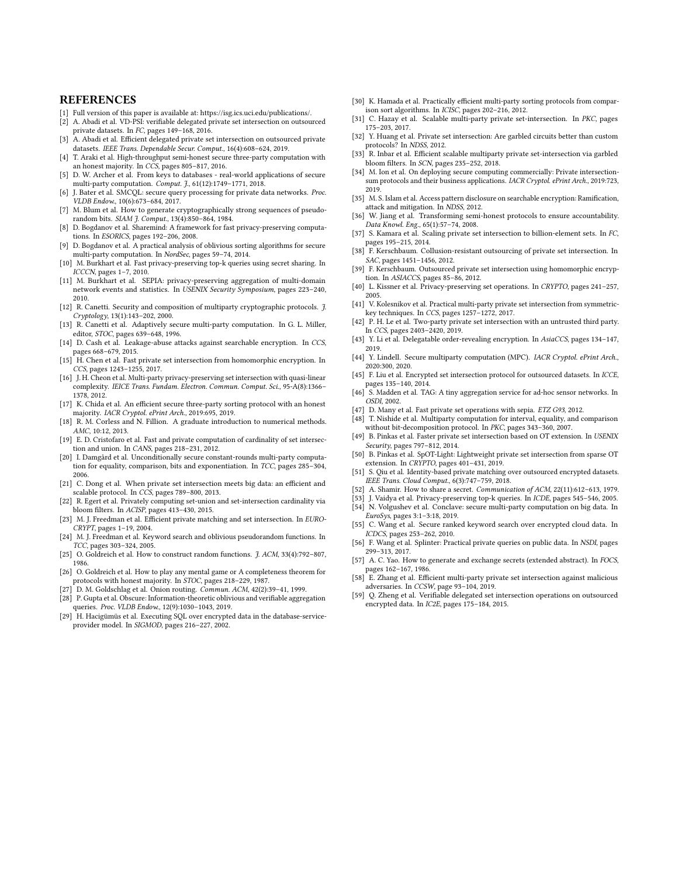## REFERENCES

[1] Full version of this paper is available at: https://isg.ics.uci.edu/publications/.
[2] A. Abadi et al. VD-PSI: verifiable delegated private set intersection on outsourced private datasets. In *FC*, pages 149–168, 2016.
[3] A. Abadi et al. Efficient delegated private set intersection on outsourced private datasets. *IEEE Trans. Dependable Secur. Comput.*, 16(4):608–624, 2019.
[4] T. Araki et al. High-throughput semi-honest secure three-party computation with an honest majority. In *CCS*, pages 805–817, 2016.
[5] D. W. Archer et al. From keys to databases - real-world applications of secure multi-party computation. *Comput. J.*, 61(12):1749–1771, 2018.
[6] J. Bater et al. SMCQL: secure query processing for private data networks. *Proc. VLDB Endow.*, 10(6):673–684, 2017.
[7] M. Blum et al. How to generate cryptographically strong sequences of pseudo-random bits. *SIAM J. Comput.*, 13(4):850–864, 1984.
[8] D. Bogdanov et al. Sharemind: A framework for fast privacy-preserving computations. In *ESORICS*, pages 192–206, 2008.
[9] D. Bogdanov et al. A practical analysis of oblivious sorting algorithms for secure multi-party computation. In *NordSec*, pages 59–74, 2014.
[10] M. Burkhart et al. Fast privacy-preserving top-k queries using secret sharing. In *ICCCN*, pages 1–7, 2010.
[11] M. Burkhart et al. SEPIA: privacy-preserving aggregation of multi-domain network events and statistics. In *USENIX Security Symposium*, pages 223–240, 2010.
[12] R. Canetti. Security and composition of multiparty cryptographic protocols. *J. Cryptology*, 13(1):143–202, 2000.
[13] R. Canetti et al. Adaptively secure multi-party computation. In G. L. Miller, editor, *STOC*, pages 639–648, 1996.
[14] D. Cash et al. Leakage-abuse attacks against searchable encryption. In *CCS*, pages 668–679, 2015.
[15] H. Chen et al. Fast private set intersection from homomorphic encryption. In *CCS*, pages 1243–1255, 2017.
[16] J. H. Cheon et al. Multi-party privacy-preserving set intersection with quasi-linear complexity. *IEICE Trans. Fundam. Electron. Commun. Comput. Sci.*, 95-A(8):1366–1378, 2012.
[17] K. Chida et al. An efficient secure three-party sorting protocol with an honest majority. *IACR Cryptol. ePrint Arch.*, 2019:695, 2019.
[18] R. M. Corless and N. Fillion. A graduate introduction to numerical methods. *AMC*, 10:12, 2013.
[19] E. D. Cristofaro et al. Fast and private computation of cardinality of set intersection and union. In *CANS*, pages 218–231, 2012.
[20] I. Damgård et al. Unconditionally secure constant-rounds multi-party computation for equality, comparison, bits and exponentiation. In *TCC*, pages 285–304, 2006.
[21] C. Dong et al. When private set intersection meets big data: an efficient and scalable protocol. In *CCS*, pages 789–800, 2013.
[22] R. Egert et al. Privately computing set-union and set-intersection cardinality via bloom filters. In *ACISP*, pages 413–430, 2015.
[23] M. J. Freedman et al. Efficient private matching and set intersection. In *EUROCRYPT*, pages 1–19, 2004.
[24] M. J. Freedman et al. Keyword search and oblivious pseudorandom functions. In *TCC*, pages 303–324, 2005.
[25] O. Goldreich et al. How to construct random functions. *J. ACM*, 33(4):792–807, 1986.
[26] O. Goldreich et al. How to play any mental game or A completeness theorem for protocols with honest majority. In *STOC*, pages 218–229, 1987.
[27] D. M. Goldschlag et al. Onion routing. *Commun. ACM*, 42(2):39–41, 1999.
[28] P. Gupta et al. Obscure: Information-theoretic oblivious and verifiable aggregation queries. *Proc. VLDB Endow.*, 12(9):1030–1043, 2019.
[29] H. Hacigümüs et al. Executing SQL over encrypted data in the database-service-provider model. In *SIGMOD*, pages 216–227, 2002.
[30] K. Hamada et al. Practically efficient multi-party sorting protocols from comparison sort algorithms. In *ICISC*, pages 202–216, 2012.
[31] C. Hazay et al. Scalable multi-party private set-intersection. In *PKC*, pages 175–203, 2017.
[32] Y. Huang et al. Private set intersection: Are garbled circuits better than custom protocols? In *NDSS*, 2012.
[33] R. Inbar et al. Efficient scalable multiparty private set-intersection via garbled bloom filters. In *SCN*, pages 235–252, 2018.
[34] M. Ion et al. On deploying secure computing commercially: Private intersection-sum protocols and their business applications. *IACR Cryptol. ePrint Arch.*, 2019:723, 2019.
[35] M. S. Islam et al. Access pattern disclosure on searchable encryption: Ramification, attack and mitigation. In *NDSS*, 2012.
[36] W. Jiang et al. Transforming semi-honest protocols to ensure accountability. *Data Knowl. Eng.*, 65(1):57–74, 2008.
[37] S. Kamara et al. Scaling private set intersection to billion-element sets. In *FC*, pages 195–215, 2014.
[38] F. Kerschbaum. Collusion-resistant outsourcing of private set intersection. In *SAC*, pages 1451–1456, 2012.
[39] F. Kerschbaum. Outsourced private set intersection using homomorphic encryption. In *ASIACCS*, pages 85–86, 2012.
[40] L. Kissner et al. Privacy-preserving set operations. In *CRYPTO*, pages 241–257, 2005.
[41] V. Kolesnikov et al. Practical multi-party private set intersection from symmetric-key techniques. In *CCS*, pages 1257–1272, 2017.
[42] P. H. Le et al. Two-party private set intersection with an untrusted third party. In *CCS*, pages 2403–2420, 2019.
[43] Y. Li et al. Delegatable order-revealing encryption. In *AsiaCCS*, pages 134–147, 2019.
[44] Y. Lindell. Secure multiparty computation (MPC). *IACR Cryptol. ePrint Arch.*, 2020:300, 2020.
[45] F. Liu et al. Encrypted set intersection protocol for outsourced datasets. In *ICCE*, pages 135–140, 2014.
[46] S. Madden et al. TAG: A tiny aggregation service for ad-hoc sensor networks. In *OSDI*, 2002.
[47] D. Many et al. Fast private set operations with sepia. *ETZ G93*, 2012.
[48] T. Nishide et al. Multiparty computation for interval, equality, and comparison without bit-decomposition protocol. In *PKC*, pages 343–360, 2007.
[49] B. Pinkas et al. Faster private set intersection based on OT extension. In *USENIX Security*, pages 797–812, 2014.
[50] B. Pinkas et al. SpOT-Light: Lightweight private set intersection from sparse OT extension. In *CRYPTO*, pages 401–431, 2019.
[51] S. Qiu et al. Identity-based private matching over outsourced encrypted datasets. *IEEE Trans. Cloud Comput.*, 6(3):747–759, 2018.
[52] A. Shamir. How to share a secret. *Communication of ACM*, 22(11):612–613, 1979.
[53] J. Vaidya et al. Privacy-preserving top-k queries. In *ICDE*, pages 545–546, 2005.
[54] N. Volgushev et al. Conclave: secure multi-party computation on big data. In *EuroSys*, pages 3:1–3:18, 2019.
[55] C. Wang et al. Secure ranked keyword search over encrypted cloud data. In *ICDCS*, pages 253–262, 2010.
[56] F. Wang et al. Splinter: Practical private queries on public data. In *NSDI*, pages 299–313, 2017.
[57] A. C. Yao. How to generate and exchange secrets (extended abstract). In *FOCS*, pages 162–167, 1986.
[58] E. Zhang et al. Efficient multi-party private set intersection against malicious adversaries. In *CCSW*, page 93–104, 2019.
[59] Q. Zheng et al. Verifiable delegated set intersection operations on outsourced encrypted data. In *IC2E*, pages 175–184, 2015.